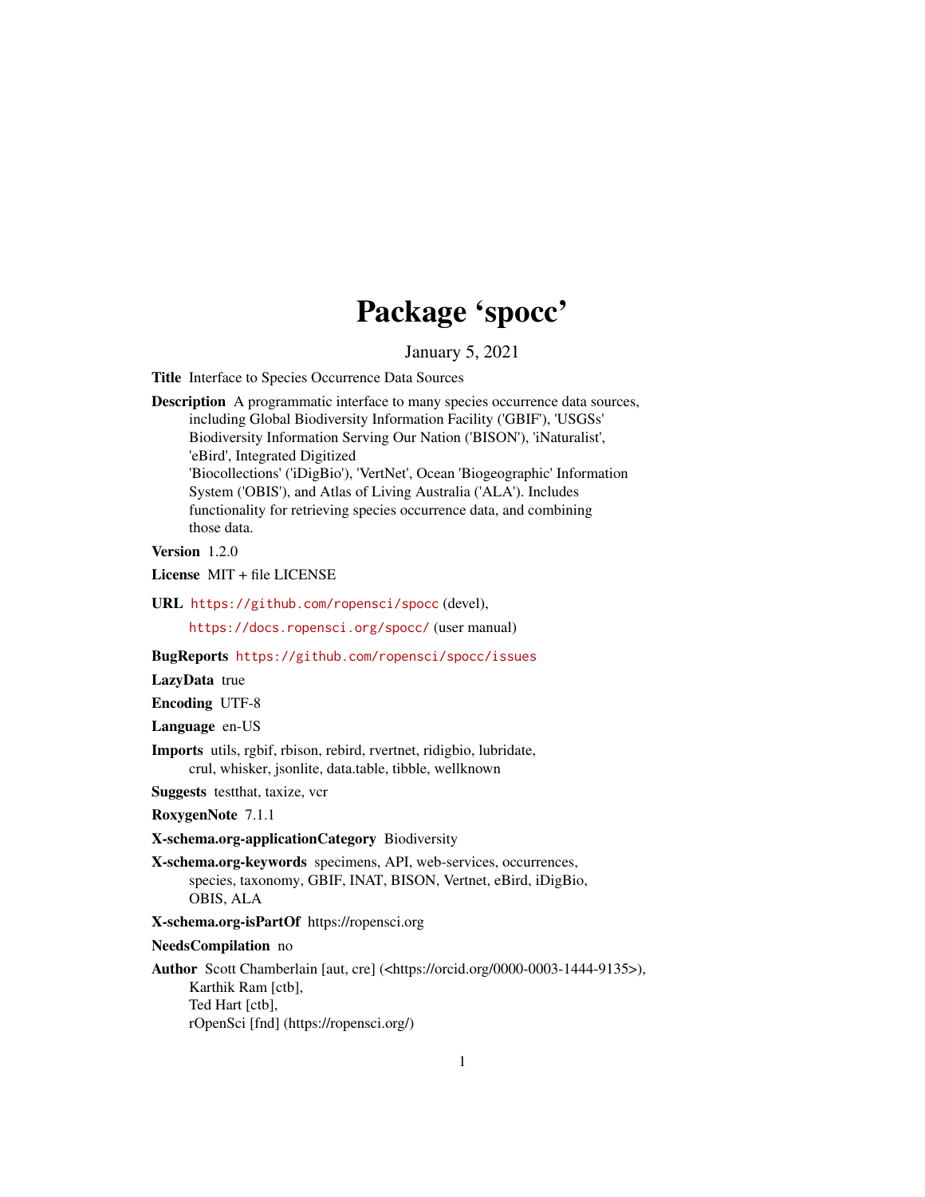# Package 'spocc'

January 5, 2021

**Title** Interface to Species Occurrence Data Sources

**Description** A programmatic interface to many species occurrence data sources, including Global Biodiversity Information Facility ('GBIF'), 'USGSs' Biodiversity Information Serving Our Nation ('BISON'), 'iNaturalist', 'eBird', Integrated Digitized 'Biocollections' ('iDigBio'), 'VertNet', Ocean 'Biogeographic' Information System ('OBIS'), and Atlas of Living Australia ('ALA'). Includes functionality for retrieving species occurrence data, and combining those data.

**Version** 1.2.0

**License** MIT + file LICENSE

**URL** https://github.com/ropensci/spocc (devel),

https://docs.ropensci.org/spocc/ (user manual)

**BugReports** https://github.com/ropensci/spocc/issues

**LazyData** true

**Encoding** UTF-8

**Language** en-US

**Imports** utils, rgbif, rbison, rebird, rvertnet, ridigbio, lubridate, crul, whisker, jsonlite, data.table, tibble, wellknown

**Suggests** testthat, taxize, vcr

**RoxygenNote** 7.1.1

**X-schema.org-applicationCategory** Biodiversity

**X-schema.org-keywords** specimens, API, web-services, occurrences, species, taxonomy, GBIF, INAT, BISON, Vertnet, eBird, iDigBio, OBIS, ALA

**X-schema.org-isPartOf** https://ropensci.org

**NeedsCompilation** no

**Author** Scott Chamberlain [aut, cre] (<https://orcid.org/0000-0003-1444-9135>), Karthik Ram [ctb], Ted Hart [ctb], rOpenSci [fnd] (https://ropensci.org/)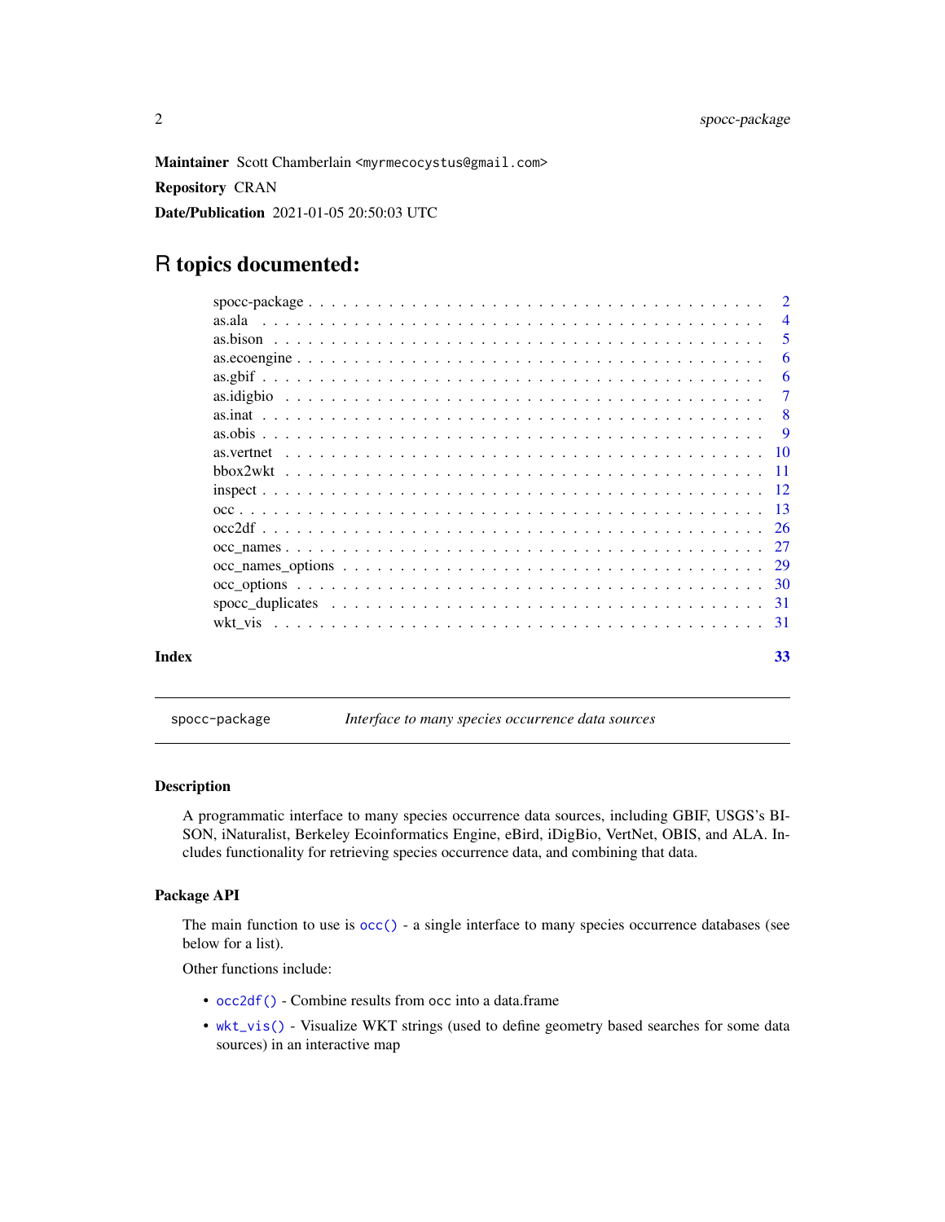**Maintainer** Scott Chamberlain <myrmecocystus@gmail.com>

**Repository** CRAN

**Date/Publication** 2021-01-05 20:50:03 UTC

# R topics documented:

| | |
|---|---|
| spocc-package | 2 |
| as.ala | 4 |
| as.bison | 5 |
| as.ecoengine | 6 |
| as.gbif | 6 |
| as.idigbio | 7 |
| as.inat | 8 |
| as.obis | 9 |
| as.vertnet | 10 |
| bbox2wkt | 11 |
| inspect | 12 |
| occ | 13 |
| occ2df | 26 |
| occ_names | 27 |
| occ_names_options | 29 |
| occ_options | 30 |
| spocc_duplicates | 31 |
| wkt_vis | 31 |
| **Index** | **33** |

---

spocc-package *Interface to many species occurrence data sources*

---

## Description

A programmatic interface to many species occurrence data sources, including GBIF, USGS's BISON, iNaturalist, Berkeley Ecoinformatics Engine, eBird, iDigBio, VertNet, OBIS, and ALA. Includes functionality for retrieving species occurrence data, and combining that data.

## Package API

The main function to use is `occ()` - a single interface to many species occurrence databases (see below for a list).

Other functions include:

- `occ2df()` - Combine results from occ into a data.frame
- `wkt_vis()` - Visualize WKT strings (used to define geometry based searches for some data sources) in an interactive map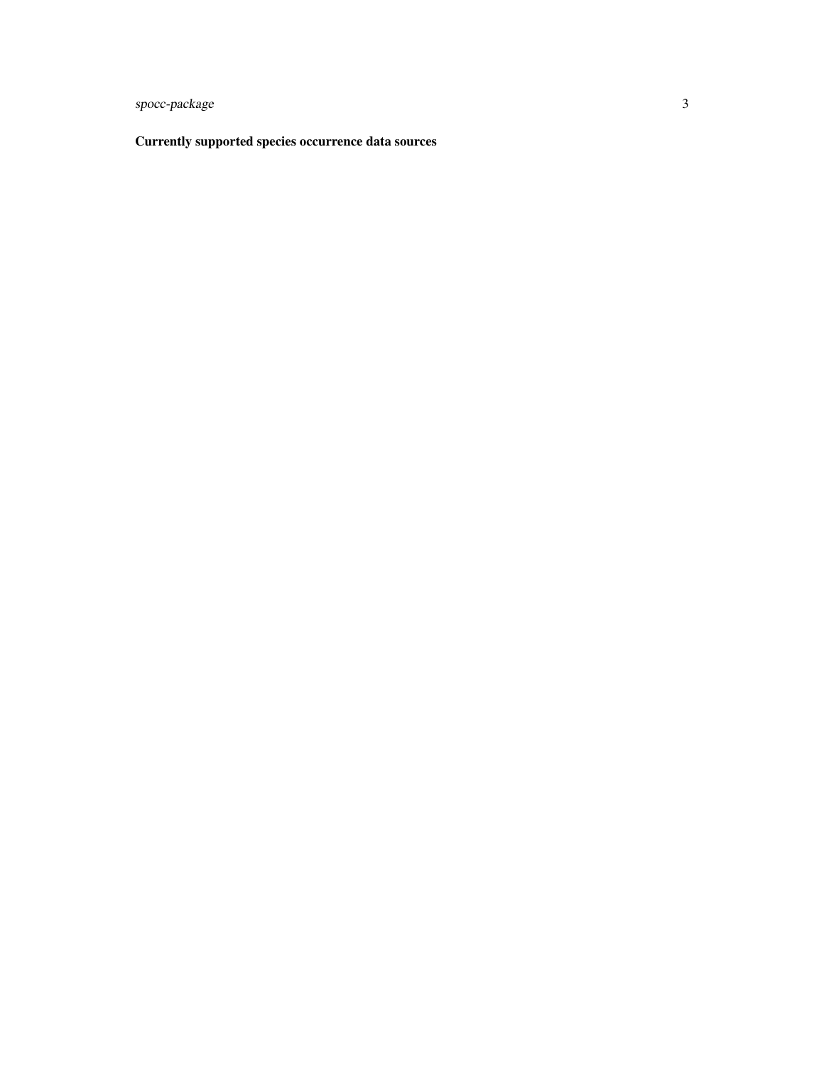**Currently supported species occurrence data sources**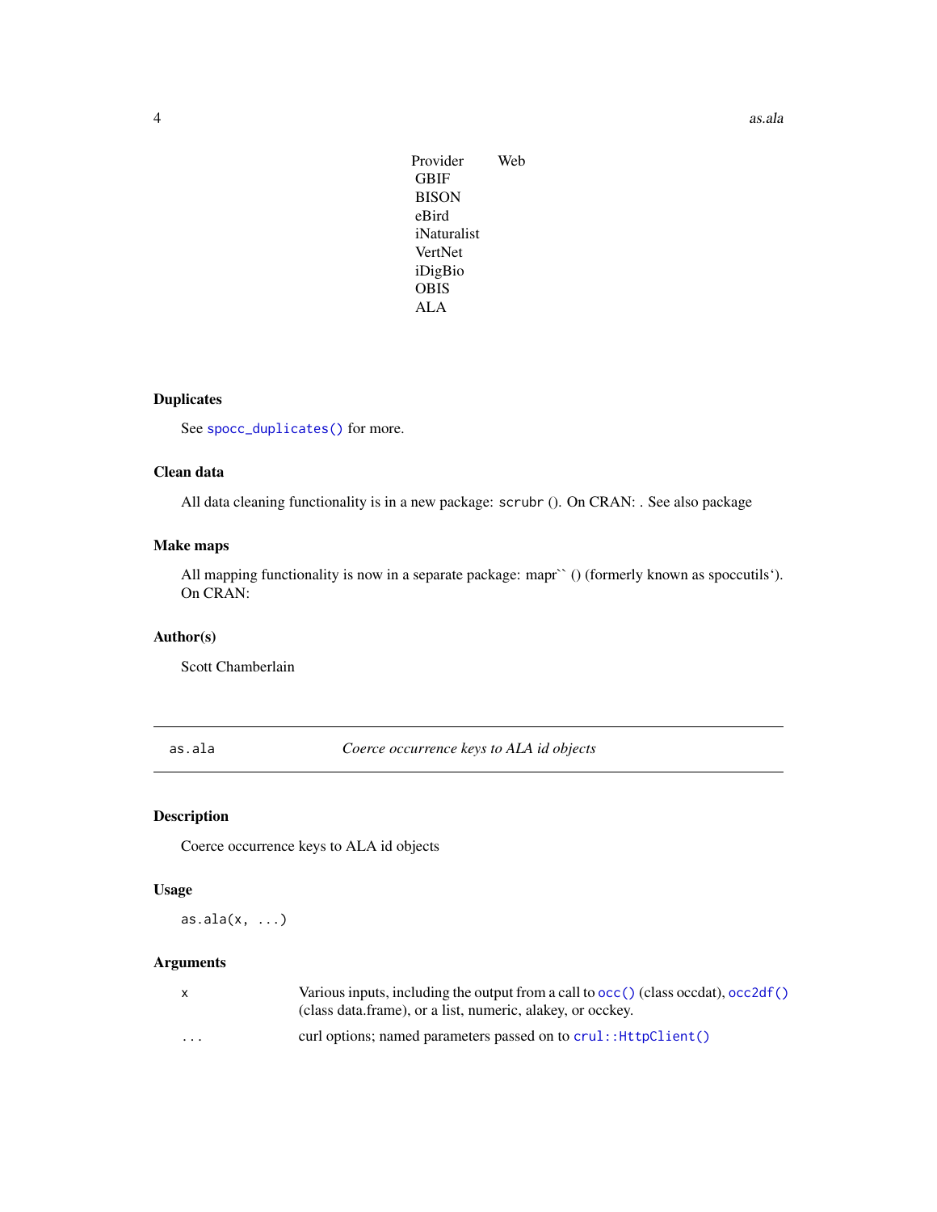| Provider | Web |
|---|---|
| GBIF | |
| BISON | |
| eBird | |
| iNaturalist | |
| VertNet | |
| iDigBio | |
| OBIS | |
| ALA | |

### Duplicates

See `spocc_duplicates()` for more.

### Clean data

All data cleaning functionality is in a new package: `scrubr` (). On CRAN: . See also package

### Make maps

All mapping functionality is now in a separate package: mapr`` () (formerly known as spoccutils`). On CRAN:

### Author(s)

Scott Chamberlain

---

## as.ala — *Coerce occurrence keys to ALA id objects*

### Description

Coerce occurrence keys to ALA id objects

### Usage

```
as.ala(x, ...)
```

### Arguments

| | |
|---|---|
| x | Various inputs, including the output from a call to `occ()` (class occdat), `occ2df()` (class data.frame), or a list, numeric, alakey, or occkey. |
| ... | curl options; named parameters passed on to `crul::HttpClient()` |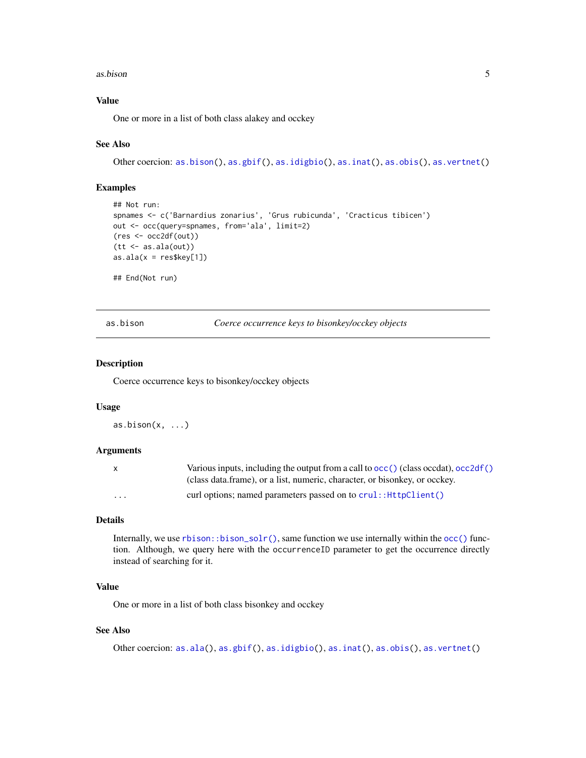### Value

One or more in a list of both class alakey and occkey

### See Also

Other coercion: as.bison(), as.gbif(), as.idigbio(), as.inat(), as.obis(), as.vertnet()

### Examples

```
## Not run:
spnames <- c('Barnardius zonarius', 'Grus rubicunda', 'Cracticus tibicen')
out <- occ(query=spnames, from='ala', limit=2)
(res <- occ2df(out))
(tt <- as.ala(out))
as.ala(x = res$key[1])

## End(Not run)
```

---

## as.bison — *Coerce occurrence keys to bisonkey/occkey objects*

---

### Description

Coerce occurrence keys to bisonkey/occkey objects

### Usage

```
as.bison(x, ...)
```

### Arguments

| | |
|---|---|
| x | Various inputs, including the output from a call to occ() (class occdat), occ2df() (class data.frame), or a list, numeric, character, or bisonkey, or occkey. |
| ... | curl options; named parameters passed on to crul::HttpClient() |

### Details

Internally, we use rbison::bison_solr(), same function we use internally within the occ() function. Although, we query here with the occurrenceID parameter to get the occurrence directly instead of searching for it.

### Value

One or more in a list of both class bisonkey and occkey

### See Also

Other coercion: as.ala(), as.gbif(), as.idigbio(), as.inat(), as.obis(), as.vertnet()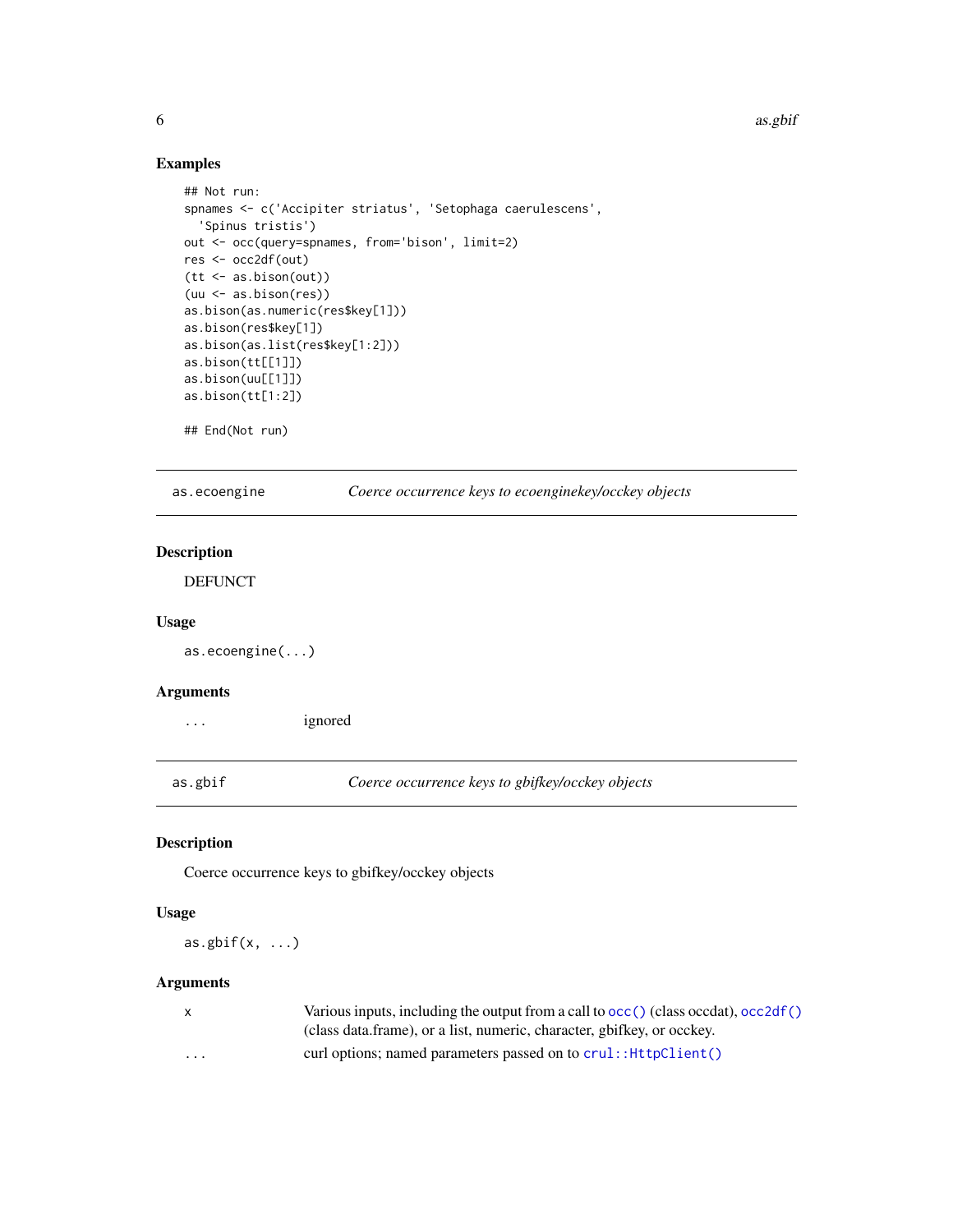### Examples

```
## Not run:
spnames <- c('Accipiter striatus', 'Setophaga caerulescens',
  'Spinus tristis')
out <- occ(query=spnames, from='bison', limit=2)
res <- occ2df(out)
(tt <- as.bison(out))
(uu <- as.bison(res))
as.bison(as.numeric(res$key[1]))
as.bison(res$key[1])
as.bison(as.list(res$key[1:2]))
as.bison(tt[[1]])
as.bison(uu[[1]])
as.bison(tt[1:2])

## End(Not run)
```

## as.ecoengine — *Coerce occurrence keys to ecoenginekey/occkey objects*

### Description

DEFUNCT

### Usage

```
as.ecoengine(...)
```

### Arguments

| | |
|---|---|
| ... | ignored |

## as.gbif — *Coerce occurrence keys to gbifkey/occkey objects*

### Description

Coerce occurrence keys to gbifkey/occkey objects

### Usage

```
as.gbif(x, ...)
```

### Arguments

| | |
|---|---|
| x | Various inputs, including the output from a call to `occ()` (class occdat), `occ2df()` (class data.frame), or a list, numeric, character, gbifkey, or occkey. |
| ... | curl options; named parameters passed on to `crul::HttpClient()` |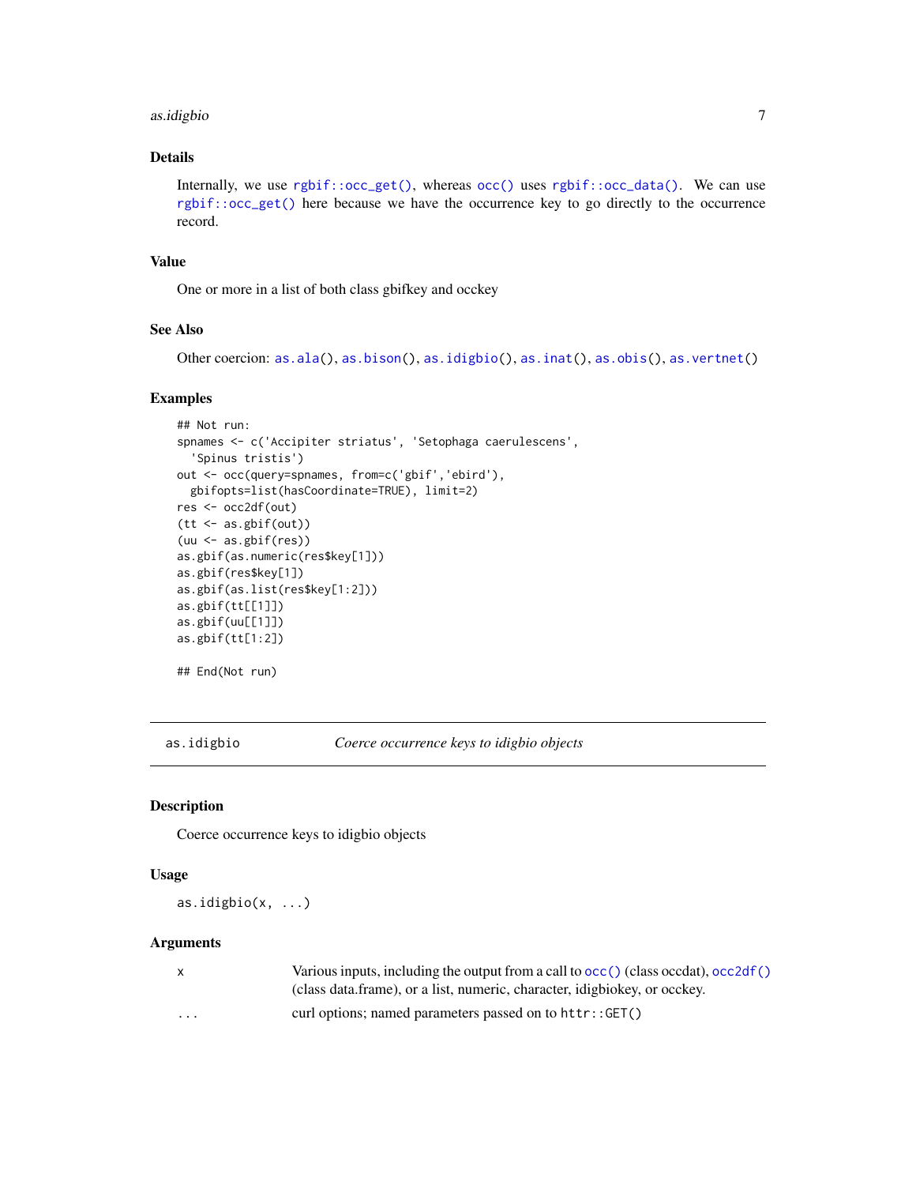## Details

Internally, we use `rgbif::occ_get()`, whereas `occ()` uses `rgbif::occ_data()`. We can use `rgbif::occ_get()` here because we have the occurrence key to go directly to the occurrence record.

## Value

One or more in a list of both class gbifkey and occkey

## See Also

Other coercion: `as.ala()`, `as.bison()`, `as.idigbio()`, `as.inat()`, `as.obis()`, `as.vertnet()`

## Examples

```
## Not run:
spnames <- c('Accipiter striatus', 'Setophaga caerulescens',
  'Spinus tristis')
out <- occ(query=spnames, from=c('gbif','ebird'),
  gbifopts=list(hasCoordinate=TRUE), limit=2)
res <- occ2df(out)
(tt <- as.gbif(out))
(uu <- as.gbif(res))
as.gbif(as.numeric(res$key[1]))
as.gbif(res$key[1])
as.gbif(as.list(res$key[1:2]))
as.gbif(tt[[1]])
as.gbif(uu[[1]])
as.gbif(tt[1:2])

## End(Not run)
```

---

# as.idigbio — *Coerce occurrence keys to idigbio objects*

## Description

Coerce occurrence keys to idigbio objects

## Usage

```
as.idigbio(x, ...)
```

## Arguments

| | |
|---|---|
| x | Various inputs, including the output from a call to `occ()` (class occdat), `occ2df()` (class data.frame), or a list, numeric, character, idigbiokey, or occkey. |
| ... | curl options; named parameters passed on to `httr::GET()` |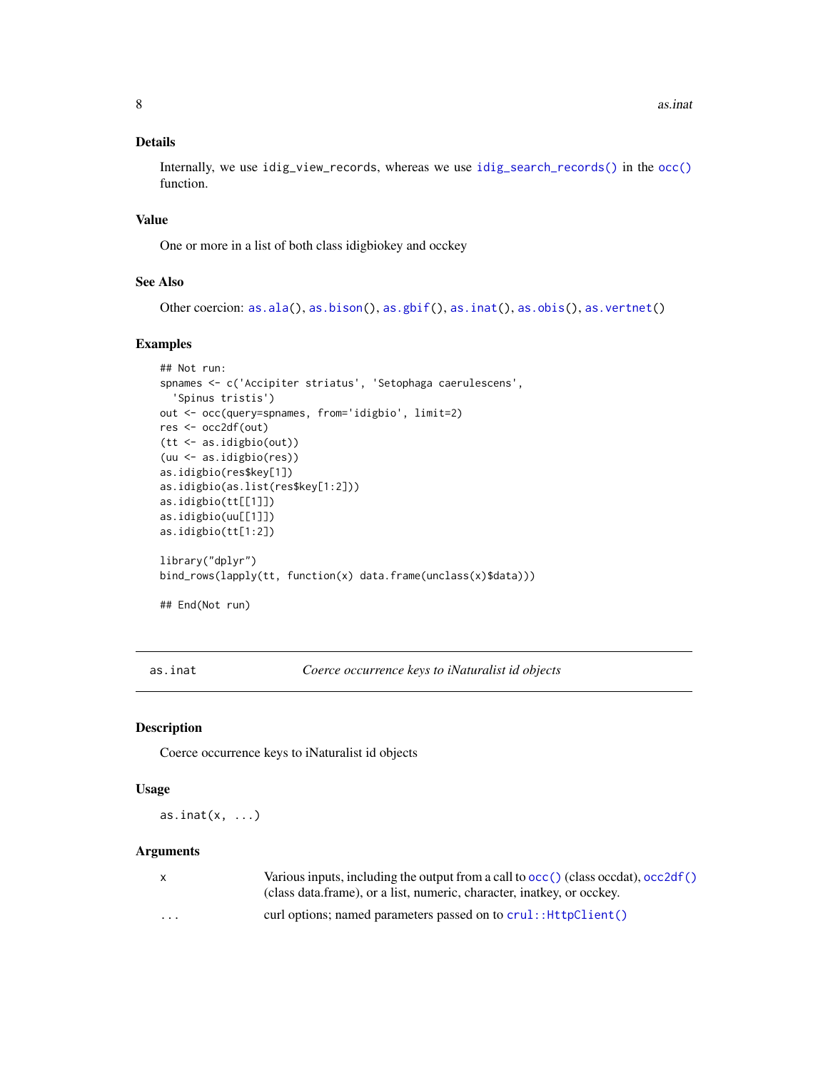### Details

Internally, we use `idig_view_records`, whereas we use `idig_search_records()` in the `occ()` function.

### Value

One or more in a list of both class idigbiokey and occkey

### See Also

Other coercion: `as.ala()`, `as.bison()`, `as.gbif()`, `as.inat()`, `as.obis()`, `as.vertnet()`

### Examples

```
## Not run:
spnames <- c('Accipiter striatus', 'Setophaga caerulescens',
  'Spinus tristis')
out <- occ(query=spnames, from='idigbio', limit=2)
res <- occ2df(out)
(tt <- as.idigbio(out))
(uu <- as.idigbio(res))
as.idigbio(res$key[1])
as.idigbio(as.list(res$key[1:2]))
as.idigbio(tt[[1]])
as.idigbio(uu[[1]])
as.idigbio(tt[1:2])

library("dplyr")
bind_rows(lapply(tt, function(x) data.frame(unclass(x)$data)))

## End(Not run)
```

---

## as.inat — *Coerce occurrence keys to iNaturalist id objects*

### Description

Coerce occurrence keys to iNaturalist id objects

### Usage

```
as.inat(x, ...)
```

### Arguments

| | |
|---|---|
| x | Various inputs, including the output from a call to `occ()` (class occdat), `occ2df()` (class data.frame), or a list, numeric, character, inatkey, or occkey. |
| ... | curl options; named parameters passed on to `crul::HttpClient()` |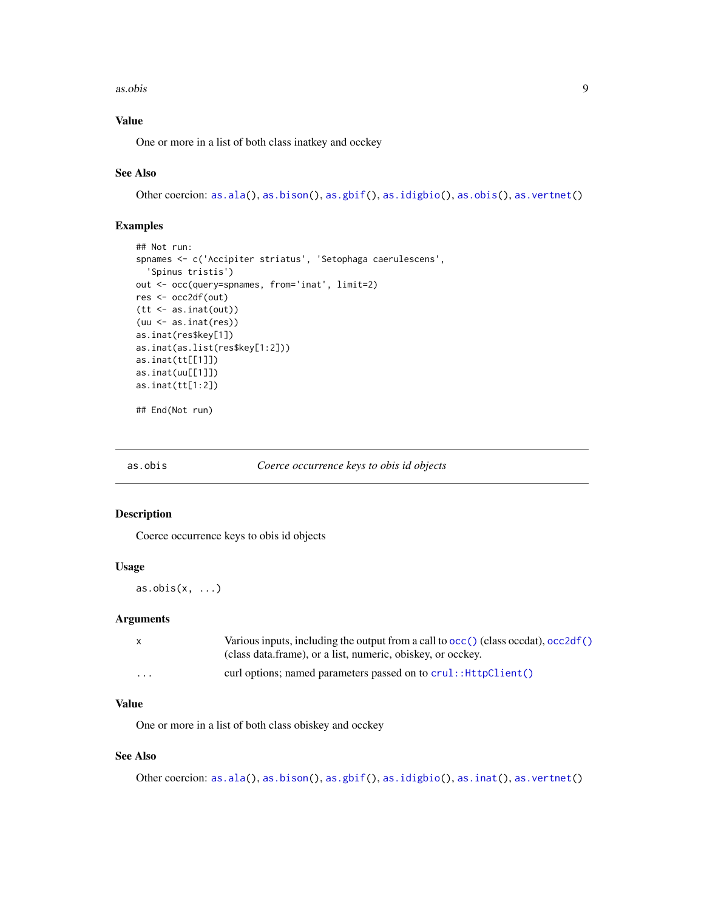### Value

One or more in a list of both class inatkey and occkey

### See Also

Other coercion: as.ala(), as.bison(), as.gbif(), as.idigbio(), as.obis(), as.vertnet()

### Examples

```
## Not run:
spnames <- c('Accipiter striatus', 'Setophaga caerulescens',
  'Spinus tristis')
out <- occ(query=spnames, from='inat', limit=2)
res <- occ2df(out)
(tt <- as.inat(out))
(uu <- as.inat(res))
as.inat(res$key[1])
as.inat(as.list(res$key[1:2]))
as.inat(tt[[1]])
as.inat(uu[[1]])
as.inat(tt[1:2])

## End(Not run)
```

---

## as.obis — *Coerce occurrence keys to obis id objects*

### Description

Coerce occurrence keys to obis id objects

### Usage

```
as.obis(x, ...)
```

### Arguments

| | |
|---|---|
| x | Various inputs, including the output from a call to occ() (class occdat), occ2df() (class data.frame), or a list, numeric, obiskey, or occkey. |
| ... | curl options; named parameters passed on to crul::HttpClient() |

### Value

One or more in a list of both class obiskey and occkey

### See Also

Other coercion: as.ala(), as.bison(), as.gbif(), as.idigbio(), as.inat(), as.vertnet()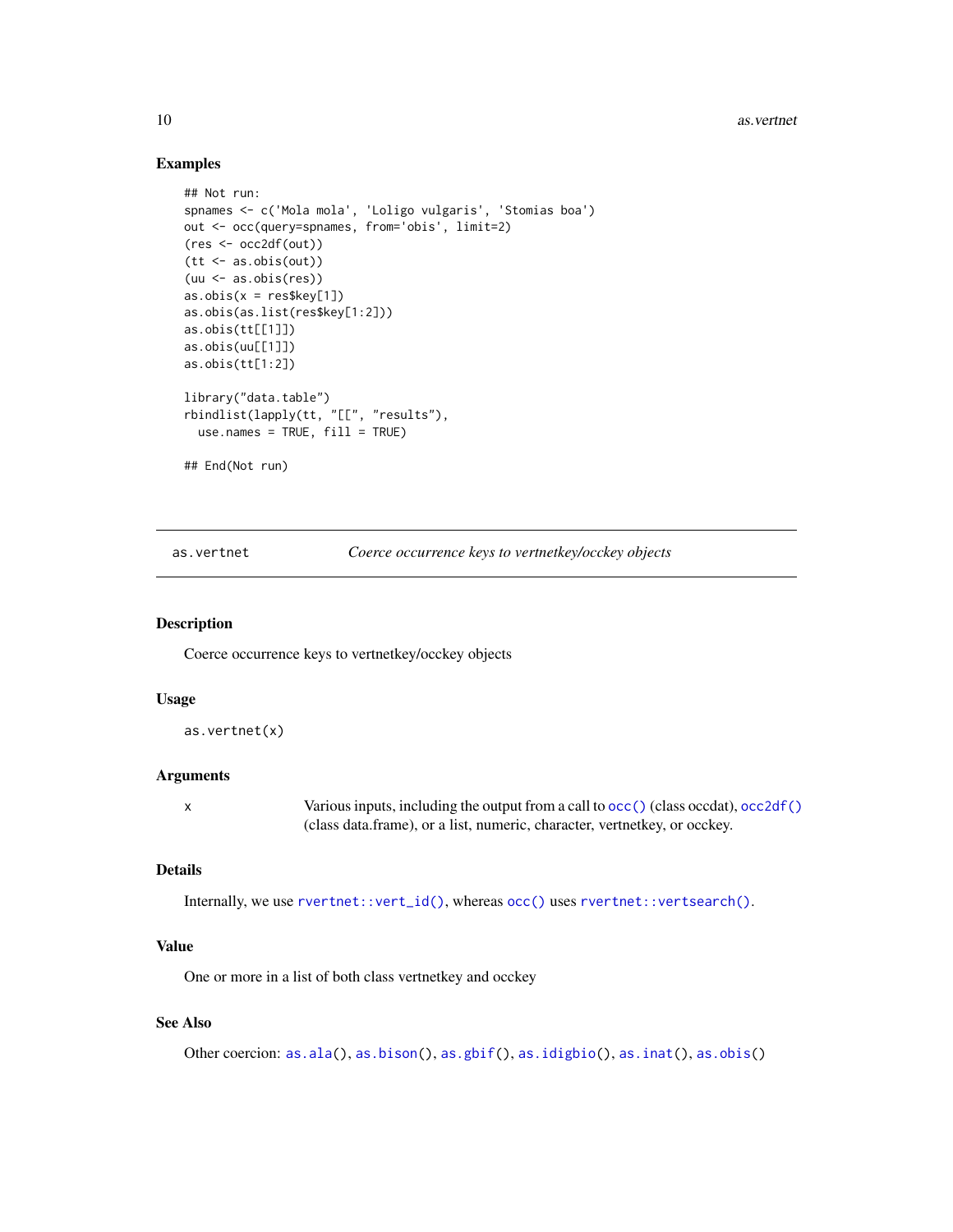### Examples

```
## Not run:
spnames <- c('Mola mola', 'Loligo vulgaris', 'Stomias boa')
out <- occ(query=spnames, from='obis', limit=2)
(res <- occ2df(out))
(tt <- as.obis(out))
(uu <- as.obis(res))
as.obis(x = res$key[1])
as.obis(as.list(res$key[1:2]))
as.obis(tt[[1]])
as.obis(uu[[1]])
as.obis(tt[1:2])

library("data.table")
rbindlist(lapply(tt, "[[", "results"),
  use.names = TRUE, fill = TRUE)

## End(Not run)
```

---

## as.vertnet — *Coerce occurrence keys to vertnetkey/occkey objects*

### Description

Coerce occurrence keys to vertnetkey/occkey objects

### Usage

```
as.vertnet(x)
```

### Arguments

| | |
|---|---|
| x | Various inputs, including the output from a call to `occ()` (class occdat), `occ2df()` (class data.frame), or a list, numeric, character, vertnetkey, or occkey. |

### Details

Internally, we use `rvertnet::vert_id()`, whereas `occ()` uses `rvertnet::vertsearch()`.

### Value

One or more in a list of both class vertnetkey and occkey

### See Also

Other coercion: `as.ala()`, `as.bison()`, `as.gbif()`, `as.idigbio()`, `as.inat()`, `as.obis()`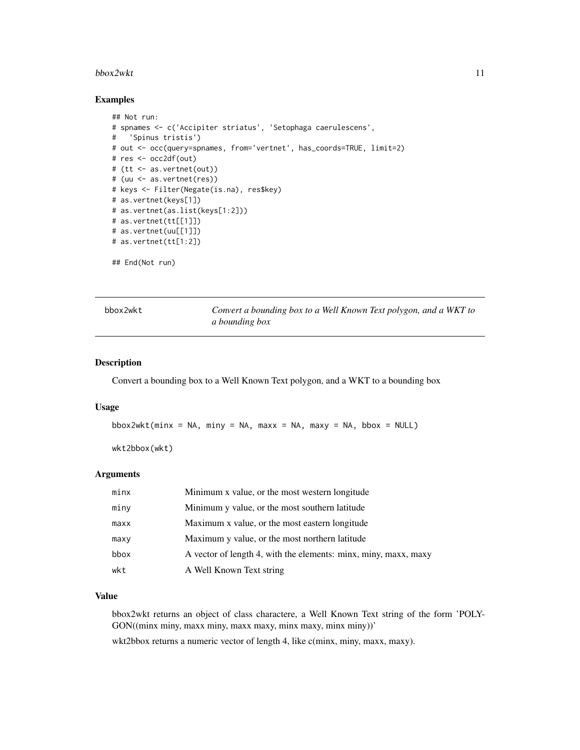### Examples

```
## Not run:
# spnames <- c('Accipiter striatus', 'Setophaga caerulescens',
#   'Spinus tristis')
# out <- occ(query=spnames, from='vertnet', has_coords=TRUE, limit=2)
# res <- occ2df(out)
# (tt <- as.vertnet(out))
# (uu <- as.vertnet(res))
# keys <- Filter(Negate(is.na), res$key)
# as.vertnet(keys[1])
# as.vertnet(as.list(keys[1:2]))
# as.vertnet(tt[[1]])
# as.vertnet(uu[[1]])
# as.vertnet(tt[1:2])

## End(Not run)
```

---

## bbox2wkt — *Convert a bounding box to a Well Known Text polygon, and a WKT to a bounding box*

### Description

Convert a bounding box to a Well Known Text polygon, and a WKT to a bounding box

### Usage

```
bbox2wkt(minx = NA, miny = NA, maxx = NA, maxy = NA, bbox = NULL)

wkt2bbox(wkt)
```

### Arguments

| | |
|---|---|
| minx | Minimum x value, or the most western longitude |
| miny | Minimum y value, or the most southern latitude |
| maxx | Maximum x value, or the most eastern longitude |
| maxy | Maximum y value, or the most northern latitude |
| bbox | A vector of length 4, with the elements: minx, miny, maxx, maxy |
| wkt | A Well Known Text string |

### Value

bbox2wkt returns an object of class charactere, a Well Known Text string of the form 'POLYGON((minx miny, maxx miny, maxx maxy, minx maxy, minx miny))'

wkt2bbox returns a numeric vector of length 4, like c(minx, miny, maxx, maxy).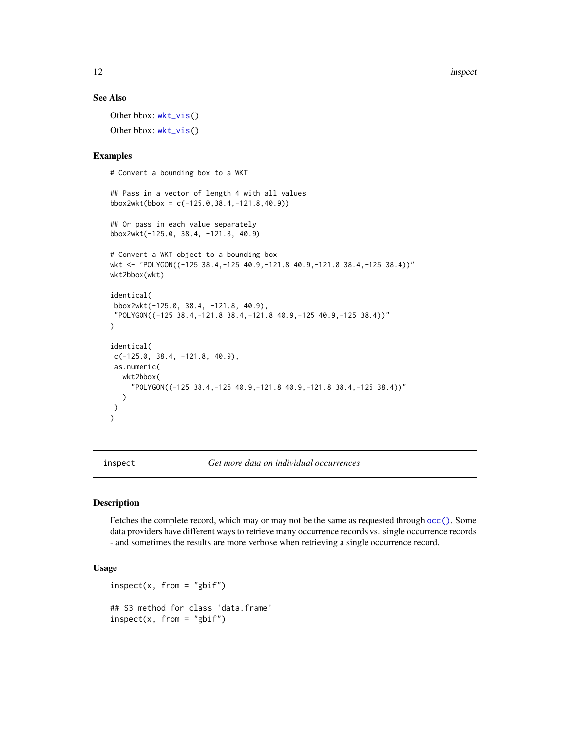### See Also

Other bbox: wkt_vis()

Other bbox: wkt_vis()

### Examples

```
# Convert a bounding box to a WKT

## Pass in a vector of length 4 with all values
bbox2wkt(bbox = c(-125.0,38.4,-121.8,40.9))

## Or pass in each value separately
bbox2wkt(-125.0, 38.4, -121.8, 40.9)

# Convert a WKT object to a bounding box
wkt <- "POLYGON((-125 38.4,-125 40.9,-121.8 40.9,-121.8 38.4,-125 38.4))"
wkt2bbox(wkt)

identical(
 bbox2wkt(-125.0, 38.4, -121.8, 40.9),
 "POLYGON((-125 38.4,-121.8 38.4,-121.8 40.9,-125 40.9,-125 38.4))"
)

identical(
 c(-125.0, 38.4, -121.8, 40.9),
 as.numeric(
   wkt2bbox(
     "POLYGON((-125 38.4,-125 40.9,-121.8 40.9,-121.8 38.4,-125 38.4))"
   )
 )
)
```

---

## inspect — *Get more data on individual occurrences*

### Description

Fetches the complete record, which may or may not be the same as requested through occ(). Some data providers have different ways to retrieve many occurrence records vs. single occurrence records - and sometimes the results are more verbose when retrieving a single occurrence record.

### Usage

```
inspect(x, from = "gbif")

## S3 method for class 'data.frame'
inspect(x, from = "gbif")
```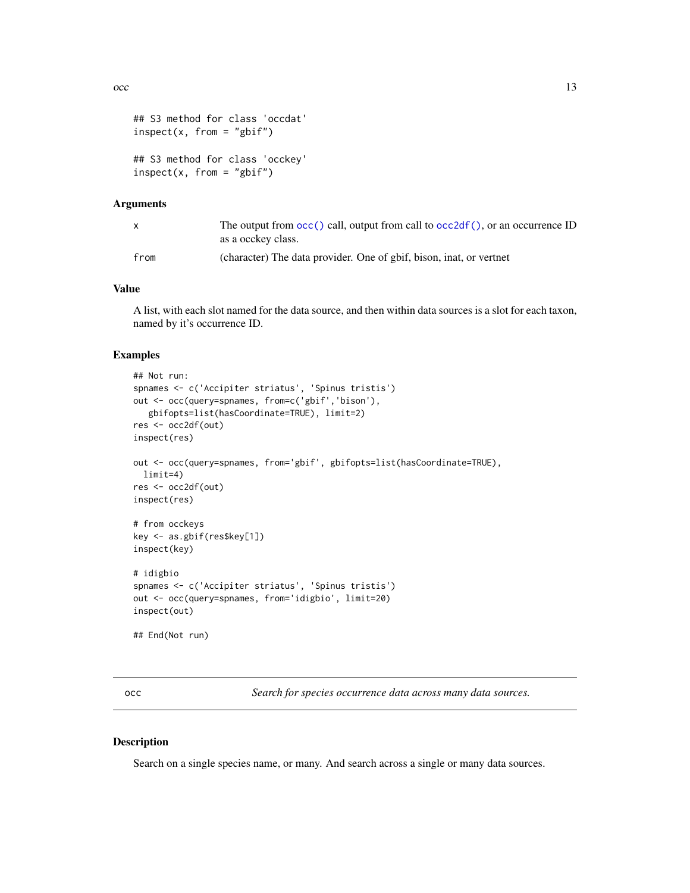```
## S3 method for class 'occdat'
inspect(x, from = "gbif")

## S3 method for class 'occkey'
inspect(x, from = "gbif")
```

### Arguments

| | |
|---|---|
| x | The output from occ() call, output from call to occ2df(), or an occurrence ID as a occkey class. |
| from | (character) The data provider. One of gbif, bison, inat, or vertnet |

### Value

A list, with each slot named for the data source, and then within data sources is a slot for each taxon, named by it's occurrence ID.

### Examples

```
## Not run:
spnames <- c('Accipiter striatus', 'Spinus tristis')
out <- occ(query=spnames, from=c('gbif','bison'),
   gbifopts=list(hasCoordinate=TRUE), limit=2)
res <- occ2df(out)
inspect(res)

out <- occ(query=spnames, from='gbif', gbifopts=list(hasCoordinate=TRUE),
  limit=4)
res <- occ2df(out)
inspect(res)

# from occkeys
key <- as.gbif(res$key[1])
inspect(key)

# idigbio
spnames <- c('Accipiter striatus', 'Spinus tristis')
out <- occ(query=spnames, from='idigbio', limit=20)
inspect(out)

## End(Not run)
```

---

## occ — *Search for species occurrence data across many data sources.*

### Description

Search on a single species name, or many. And search across a single or many data sources.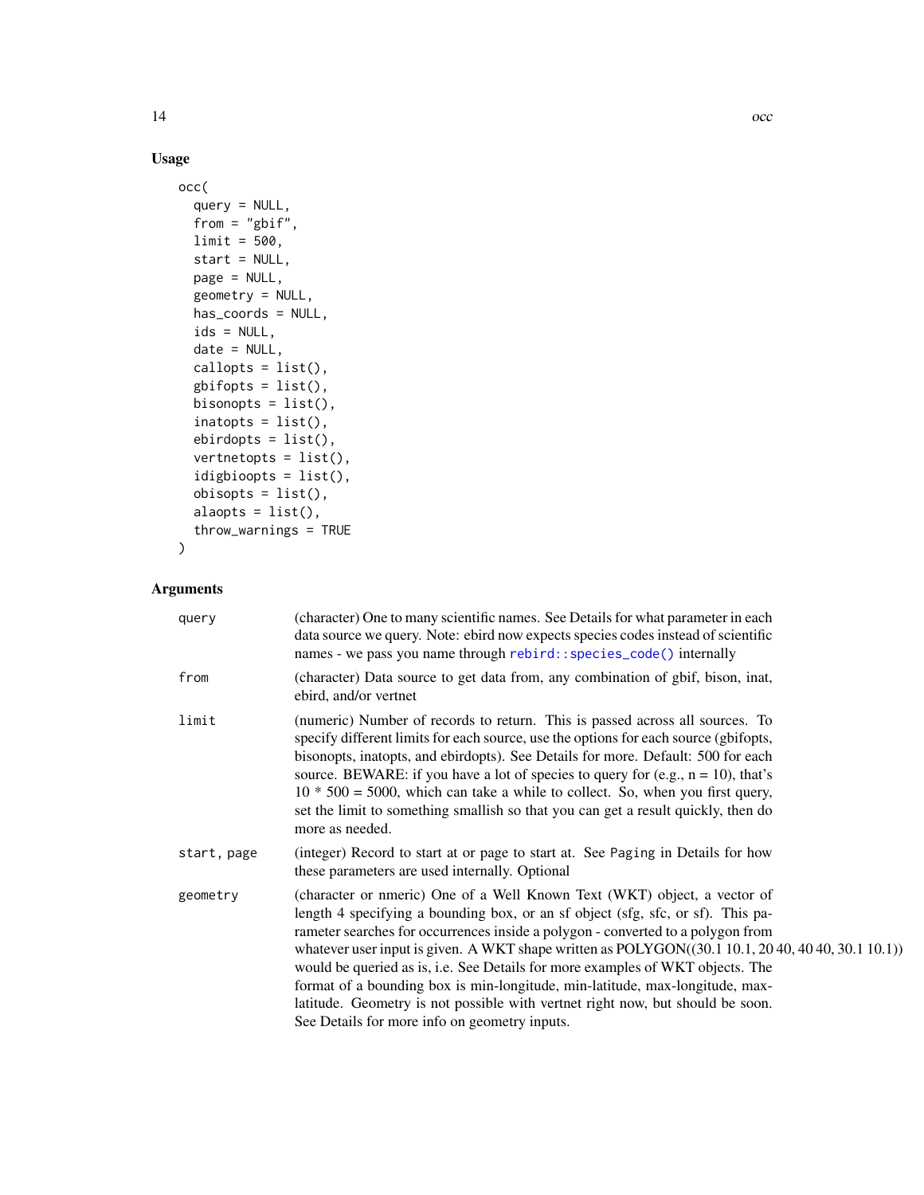## Usage

```
occ(
  query = NULL,
  from = "gbif",
  limit = 500,
  start = NULL,
  page = NULL,
  geometry = NULL,
  has_coords = NULL,
  ids = NULL,
  date = NULL,
  callopts = list(),
  gbifopts = list(),
  bisonopts = list(),
  inatopts = list(),
  ebirdopts = list(),
  vertnetopts = list(),
  idigbioopts = list(),
  obisopts = list(),
  alaopts = list(),
  throw_warnings = TRUE
)
```

## Arguments

| | |
|---|---|
| `query` | (character) One to many scientific names. See Details for what parameter in each data source we query. Note: ebird now expects species codes instead of scientific names - we pass you name through `rebird::species_code()` internally |
| `from` | (character) Data source to get data from, any combination of gbif, bison, inat, ebird, and/or vertnet |
| `limit` | (numeric) Number of records to return. This is passed across all sources. To specify different limits for each source, use the options for each source (gbifopts, bisonopts, inatopts, and ebirdopts). See Details for more. Default: 500 for each source. BEWARE: if you have a lot of species to query for (e.g., n = 10), that's 10 * 500 = 5000, which can take a while to collect. So, when you first query, set the limit to something smallish so that you can get a result quickly, then do more as needed. |
| `start, page` | (integer) Record to start at or page to start at. See `Paging` in Details for how these parameters are used internally. Optional |
| `geometry` | (character or nmeric) One of a Well Known Text (WKT) object, a vector of length 4 specifying a bounding box, or an sf object (sfg, sfc, or sf). This parameter searches for occurrences inside a polygon - converted to a polygon from whatever user input is given. A WKT shape written as POLYGON((30.1 10.1, 20 40, 40 40, 30.1 10.1)) would be queried as is, i.e. See Details for more examples of WKT objects. The format of a bounding box is min-longitude, min-latitude, max-longitude, max-latitude. Geometry is not possible with vertnet right now, but should be soon. See Details for more info on geometry inputs. |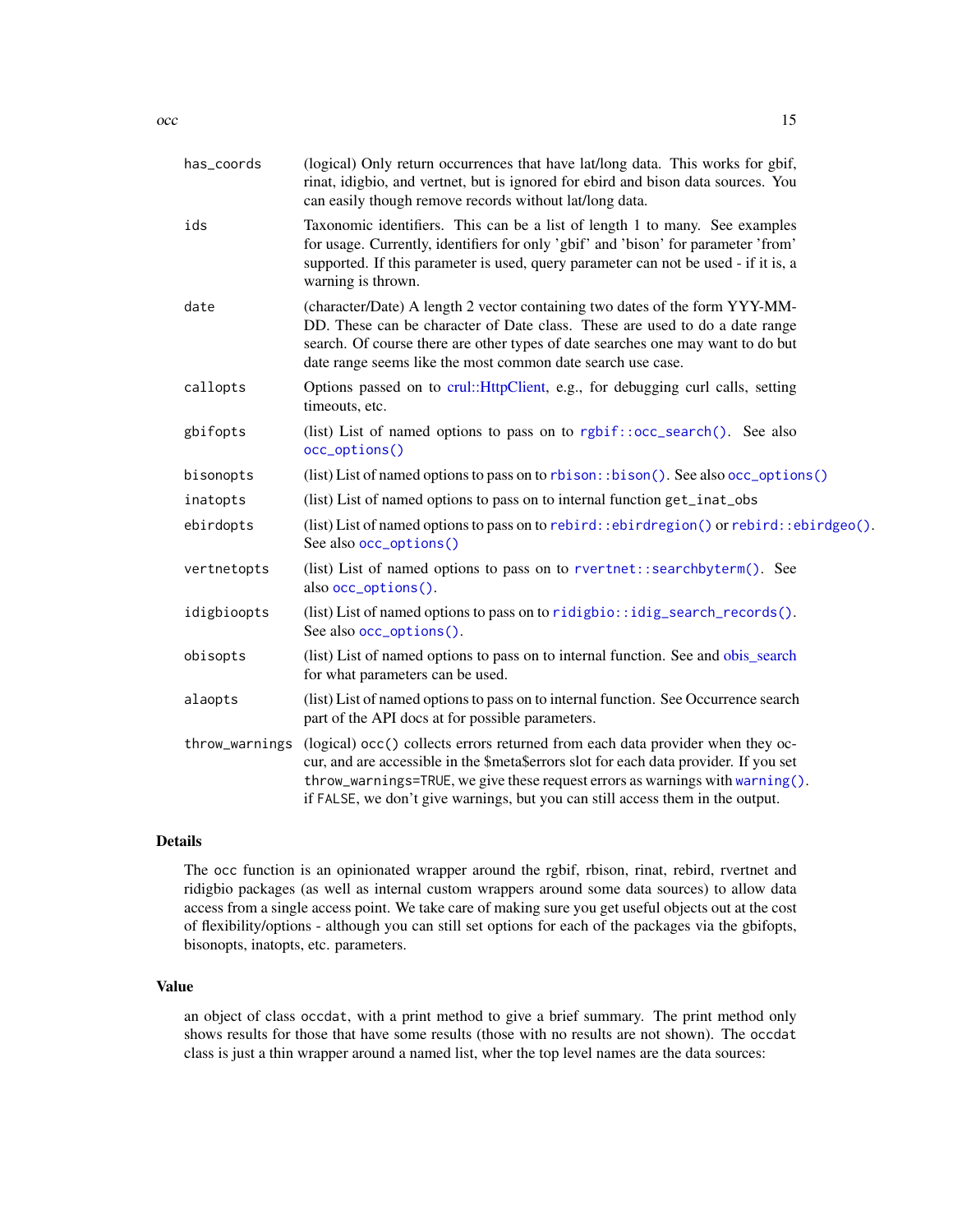has_coords
: (logical) Only return occurrences that have lat/long data. This works for gbif, rinat, idigbio, and vertnet, but is ignored for ebird and bison data sources. You can easily though remove records without lat/long data.

ids
: Taxonomic identifiers. This can be a list of length 1 to many. See examples for usage. Currently, identifiers for only 'gbif' and 'bison' for parameter 'from' supported. If this parameter is used, query parameter can not be used - if it is, a warning is thrown.

date
: (character/Date) A length 2 vector containing two dates of the form YYY-MM-DD. These can be character of Date class. These are used to do a date range search. Of course there are other types of date searches one may want to do but date range seems like the most common date search use case.

callopts
: Options passed on to crul::HttpClient, e.g., for debugging curl calls, setting timeouts, etc.

gbifopts
: (list) List of named options to pass on to `rgbif::occ_search()`. See also `occ_options()`

bisonopts
: (list) List of named options to pass on to `rbison::bison()`. See also `occ_options()`

inatopts
: (list) List of named options to pass on to internal function `get_inat_obs`

ebirdopts
: (list) List of named options to pass on to `rebird::ebirdregion()` or `rebird::ebirdgeo()`. See also `occ_options()`

vertnetopts
: (list) List of named options to pass on to `rvertnet::searchbyterm()`. See also `occ_options()`.

idigbioopts
: (list) List of named options to pass on to `ridigbio::idig_search_records()`. See also `occ_options()`.

obisopts
: (list) List of named options to pass on to internal function. See and obis_search for what parameters can be used.

alaopts
: (list) List of named options to pass on to internal function. See Occurrence search part of the API docs at for possible parameters.

throw_warnings
: (logical) `occ()` collects errors returned from each data provider when they occur, and are accessible in the $meta$errors slot for each data provider. If you set `throw_warnings=TRUE`, we give these request errors as warnings with `warning()`. if `FALSE`, we don't give warnings, but you can still access them in the output.

## Details

The `occ` function is an opinionated wrapper around the rgbif, rbison, rinat, rebird, rvertnet and ridigbio packages (as well as internal custom wrappers around some data sources) to allow data access from a single access point. We take care of making sure you get useful objects out at the cost of flexibility/options - although you can still set options for each of the packages via the gbifopts, bisonopts, inatopts, etc. parameters.

## Value

an object of class `occdat`, with a print method to give a brief summary. The print method only shows results for those that have some results (those with no results are not shown). The `occdat` class is just a thin wrapper around a named list, wher the top level names are the data sources: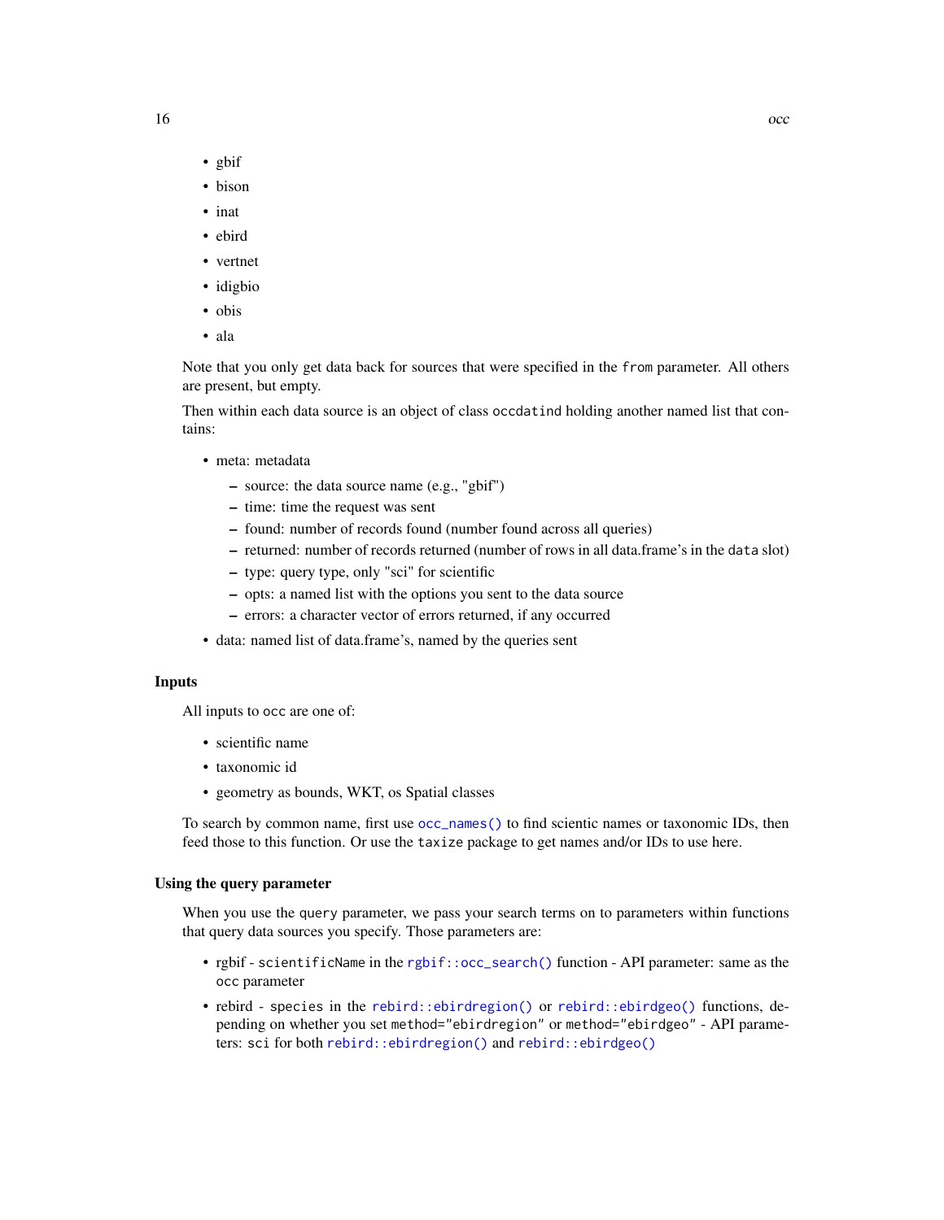- gbif
- bison
- inat
- ebird
- vertnet
- idigbio
- obis
- ala

Note that you only get data back for sources that were specified in the `from` parameter. All others are present, but empty.

Then within each data source is an object of class `occdatind` holding another named list that contains:

- meta: metadata
  - source: the data source name (e.g., "gbif")
  - time: time the request was sent
  - found: number of records found (number found across all queries)
  - returned: number of records returned (number of rows in all data.frame's in the `data` slot)
  - type: query type, only "sci" for scientific
  - opts: a named list with the options you sent to the data source
  - errors: a character vector of errors returned, if any occurred
- data: named list of data.frame's, named by the queries sent

### Inputs

All inputs to `occ` are one of:

- scientific name
- taxonomic id
- geometry as bounds, WKT, os Spatial classes

To search by common name, first use `occ_names()` to find scientic names or taxonomic IDs, then feed those to this function. Or use the `taxize` package to get names and/or IDs to use here.

### Using the query parameter

When you use the `query` parameter, we pass your search terms on to parameters within functions that query data sources you specify. Those parameters are:

- rgbif - `scientificName` in the `rgbif::occ_search()` function - API parameter: same as the `occ` parameter
- rebird - `species` in the `rebird::ebirdregion()` or `rebird::ebirdgeo()` functions, depending on whether you set `method="ebirdregion"` or `method="ebirdgeo"` - API parameters: `sci` for both `rebird::ebirdregion()` and `rebird::ebirdgeo()`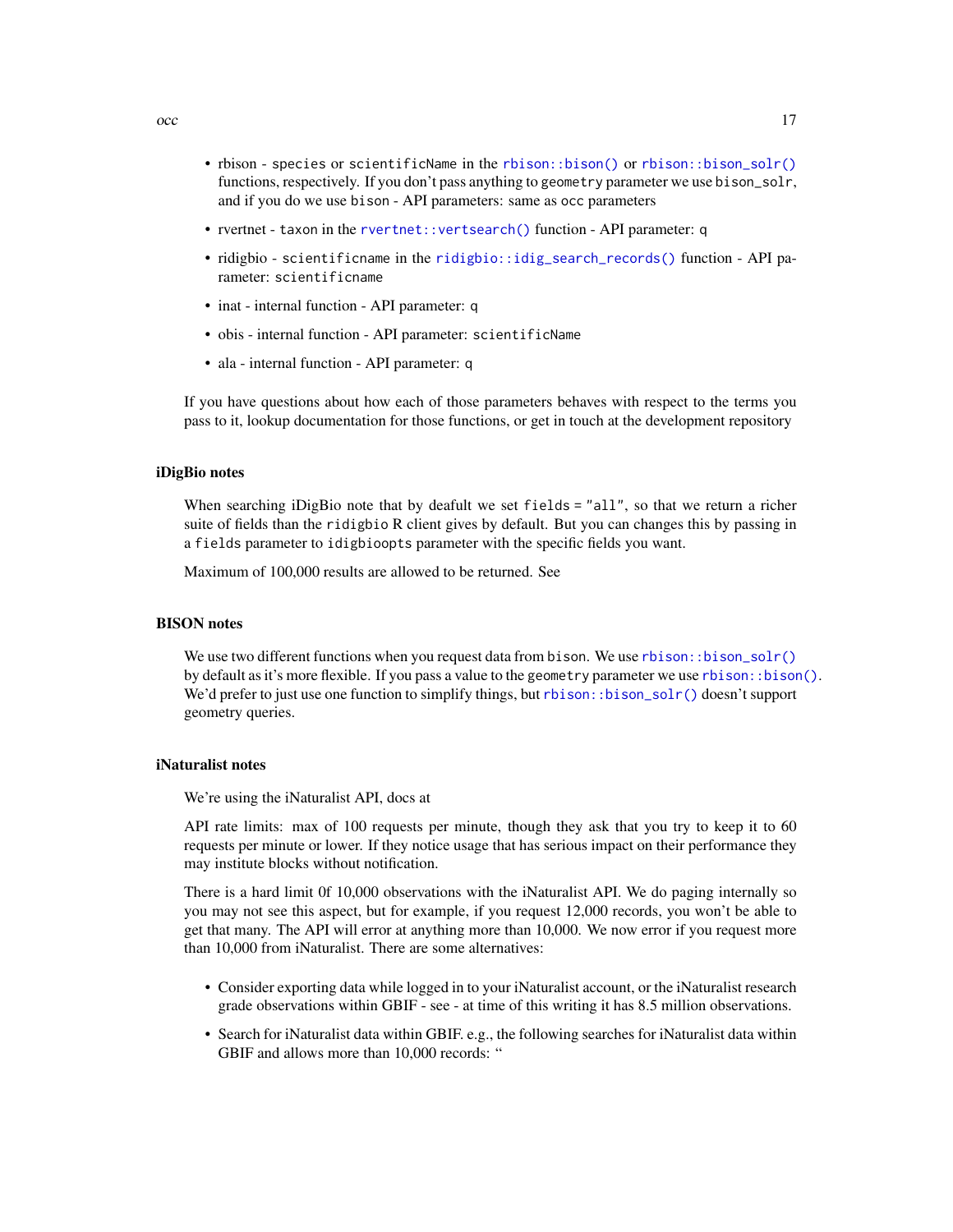- rbison - `species` or `scientificName` in the `rbison::bison()` or `rbison::bison_solr()` functions, respectively. If you don't pass anything to `geometry` parameter we use `bison_solr`, and if you do we use `bison` - API parameters: same as `occ` parameters
- rvertnet - `taxon` in the `rvertnet::vertsearch()` function - API parameter: `q`
- ridigbio - `scientificname` in the `ridigbio::idig_search_records()` function - API parameter: `scientificname`
- inat - internal function - API parameter: `q`
- obis - internal function - API parameter: `scientificName`
- ala - internal function - API parameter: `q`

If you have questions about how each of those parameters behaves with respect to the terms you pass to it, lookup documentation for those functions, or get in touch at the development repository

### iDigBio notes

When searching iDigBio note that by deafult we set `fields = "all"`, so that we return a richer suite of fields than the `ridigbio` R client gives by default. But you can changes this by passing in a `fields` parameter to `idigbioopts` parameter with the specific fields you want.

Maximum of 100,000 results are allowed to be returned. See

### BISON notes

We use two different functions when you request data from `bison`. We use `rbison::bison_solr()` by default as it's more flexible. If you pass a value to the `geometry` parameter we use `rbison::bison()`. We'd prefer to just use one function to simplify things, but `rbison::bison_solr()` doesn't support geometry queries.

### iNaturalist notes

We're using the iNaturalist API, docs at

API rate limits: max of 100 requests per minute, though they ask that you try to keep it to 60 requests per minute or lower. If they notice usage that has serious impact on their performance they may institute blocks without notification.

There is a hard limit 0f 10,000 observations with the iNaturalist API. We do paging internally so you may not see this aspect, but for example, if you request 12,000 records, you won't be able to get that many. The API will error at anything more than 10,000. We now error if you request more than 10,000 from iNaturalist. There are some alternatives:

- Consider exporting data while logged in to your iNaturalist account, or the iNaturalist research grade observations within GBIF - see - at time of this writing it has 8.5 million observations.
- Search for iNaturalist data within GBIF. e.g., the following searches for iNaturalist data within GBIF and allows more than 10,000 records: "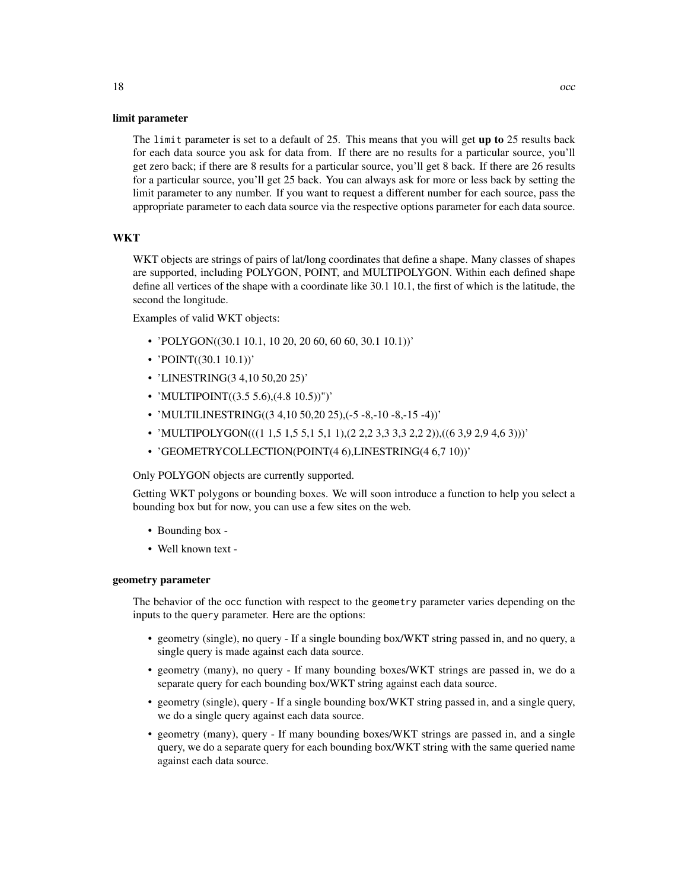### limit parameter

The `limit` parameter is set to a default of 25. This means that you will get **up to** 25 results back for each data source you ask for data from. If there are no results for a particular source, you'll get zero back; if there are 8 results for a particular source, you'll get 8 back. If there are 26 results for a particular source, you'll get 25 back. You can always ask for more or less back by setting the limit parameter to any number. If you want to request a different number for each source, pass the appropriate parameter to each data source via the respective options parameter for each data source.

### WKT

WKT objects are strings of pairs of lat/long coordinates that define a shape. Many classes of shapes are supported, including POLYGON, POINT, and MULTIPOLYGON. Within each defined shape define all vertices of the shape with a coordinate like 30.1 10.1, the first of which is the latitude, the second the longitude.

Examples of valid WKT objects:

- 'POLYGON((30.1 10.1, 10 20, 20 60, 60 60, 30.1 10.1))'
- 'POINT((30.1 10.1))'
- 'LINESTRING(3 4,10 50,20 25)'
- 'MULTIPOINT((3.5 5.6),(4.8 10.5))")'
- 'MULTILINESTRING((3 4,10 50,20 25),(-5 -8,-10 -8,-15 -4))'
- 'MULTIPOLYGON(((1 1,5 1,5 5,1 5,1 1),(2 2,2 3,3 3,3 2,2 2)),((6 3,9 2,9 4,6 3)))'
- 'GEOMETRYCOLLECTION(POINT(4 6),LINESTRING(4 6,7 10))'

Only POLYGON objects are currently supported.

Getting WKT polygons or bounding boxes. We will soon introduce a function to help you select a bounding box but for now, you can use a few sites on the web.

- Bounding box -
- Well known text -

### geometry parameter

The behavior of the `occ` function with respect to the `geometry` parameter varies depending on the inputs to the `query` parameter. Here are the options:

- geometry (single), no query - If a single bounding box/WKT string passed in, and no query, a single query is made against each data source.
- geometry (many), no query - If many bounding boxes/WKT strings are passed in, we do a separate query for each bounding box/WKT string against each data source.
- geometry (single), query - If a single bounding box/WKT string passed in, and a single query, we do a single query against each data source.
- geometry (many), query - If many bounding boxes/WKT strings are passed in, and a single query, we do a separate query for each bounding box/WKT string with the same queried name against each data source.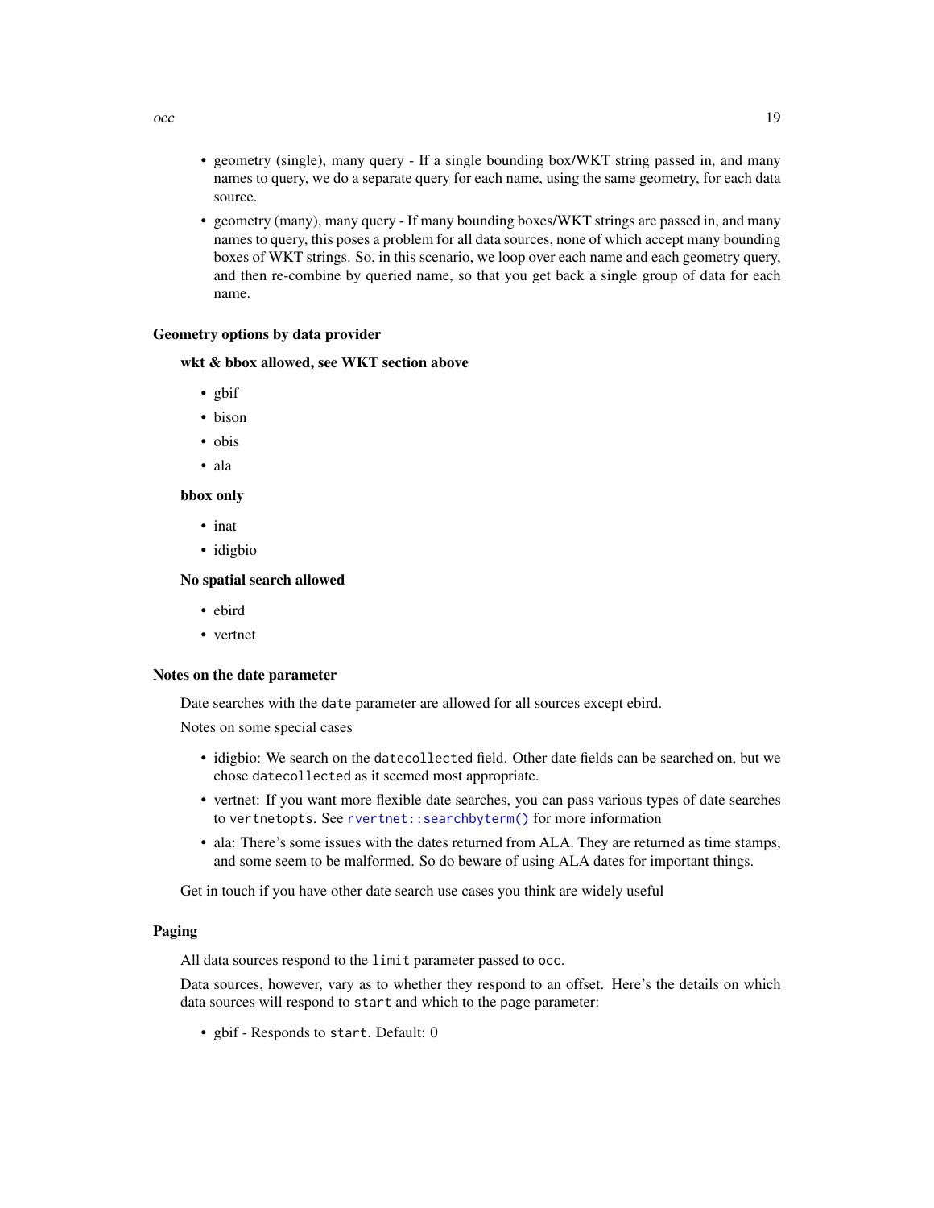- geometry (single), many query - If a single bounding box/WKT string passed in, and many names to query, we do a separate query for each name, using the same geometry, for each data source.
- geometry (many), many query - If many bounding boxes/WKT strings are passed in, and many names to query, this poses a problem for all data sources, none of which accept many bounding boxes of WKT strings. So, in this scenario, we loop over each name and each geometry query, and then re-combine by queried name, so that you get back a single group of data for each name.

### Geometry options by data provider

#### wkt & bbox allowed, see WKT section above

- gbif
- bison
- obis
- ala

#### bbox only

- inat
- idigbio

#### No spatial search allowed

- ebird
- vertnet

### Notes on the date parameter

Date searches with the `date` parameter are allowed for all sources except ebird.

Notes on some special cases

- idigbio: We search on the `datecollected` field. Other date fields can be searched on, but we chose `datecollected` as it seemed most appropriate.
- vertnet: If you want more flexible date searches, you can pass various types of date searches to `vertnetopts`. See `rvertnet::searchbyterm()` for more information
- ala: There's some issues with the dates returned from ALA. They are returned as time stamps, and some seem to be malformed. So do beware of using ALA dates for important things.

Get in touch if you have other date search use cases you think are widely useful

### Paging

All data sources respond to the `limit` parameter passed to `occ`.

Data sources, however, vary as to whether they respond to an offset. Here's the details on which data sources will respond to `start` and which to the `page` parameter:

- gbif - Responds to `start`. Default: 0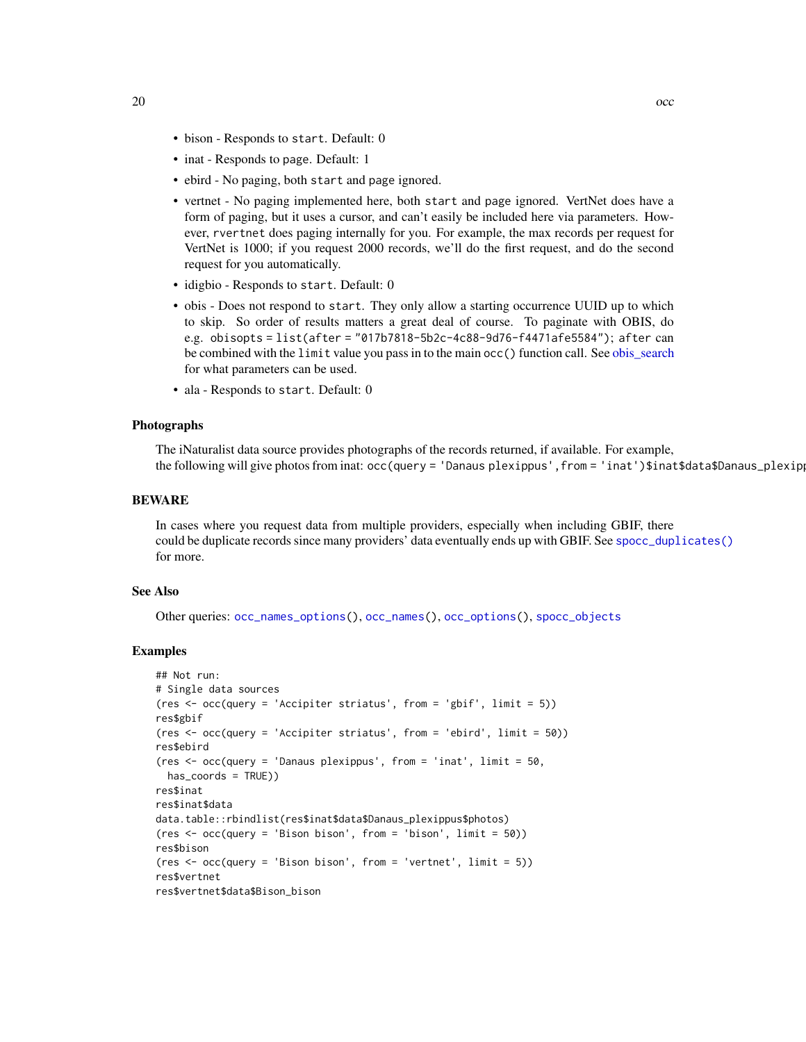- bison - Responds to `start`. Default: 0
- inat - Responds to page. Default: 1
- ebird - No paging, both `start` and page ignored.
- vertnet - No paging implemented here, both `start` and page ignored. VertNet does have a form of paging, but it uses a cursor, and can't easily be included here via parameters. However, `rvertnet` does paging internally for you. For example, the max records per request for VertNet is 1000; if you request 2000 records, we'll do the first request, and do the second request for you automatically.
- idigbio - Responds to `start`. Default: 0
- obis - Does not respond to `start`. They only allow a starting occurrence UUID up to which to skip. So order of results matters a great deal of course. To paginate with OBIS, do e.g. `obisopts = list(after = "017b7818-5b2c-4c88-9d76-f4471afe5584")`; `after` can be combined with the `limit` value you pass in to the main `occ()` function call. See obis_search for what parameters can be used.
- ala - Responds to `start`. Default: 0

## Photographs

The iNaturalist data source provides photographs of the records returned, if available. For example, the following will give photos from inat: `occ(query = 'Danaus plexippus', from = 'inat')$inat$data$Danaus_plexipp`

## BEWARE

In cases where you request data from multiple providers, especially when including GBIF, there could be duplicate records since many providers' data eventually ends up with GBIF. See `spocc_duplicates()` for more.

## See Also

Other queries: `occ_names_options()`, `occ_names()`, `occ_options()`, `spocc_objects`

## Examples

```
## Not run:
# Single data sources
(res <- occ(query = 'Accipiter striatus', from = 'gbif', limit = 5))
res$gbif
(res <- occ(query = 'Accipiter striatus', from = 'ebird', limit = 50))
res$ebird
(res <- occ(query = 'Danaus plexippus', from = 'inat', limit = 50,
  has_coords = TRUE))
res$inat
res$inat$data
data.table::rbindlist(res$inat$data$Danaus_plexippus$photos)
(res <- occ(query = 'Bison bison', from = 'bison', limit = 50))
res$bison
(res <- occ(query = 'Bison bison', from = 'vertnet', limit = 5))
res$vertnet
res$vertnet$data$Bison_bison
```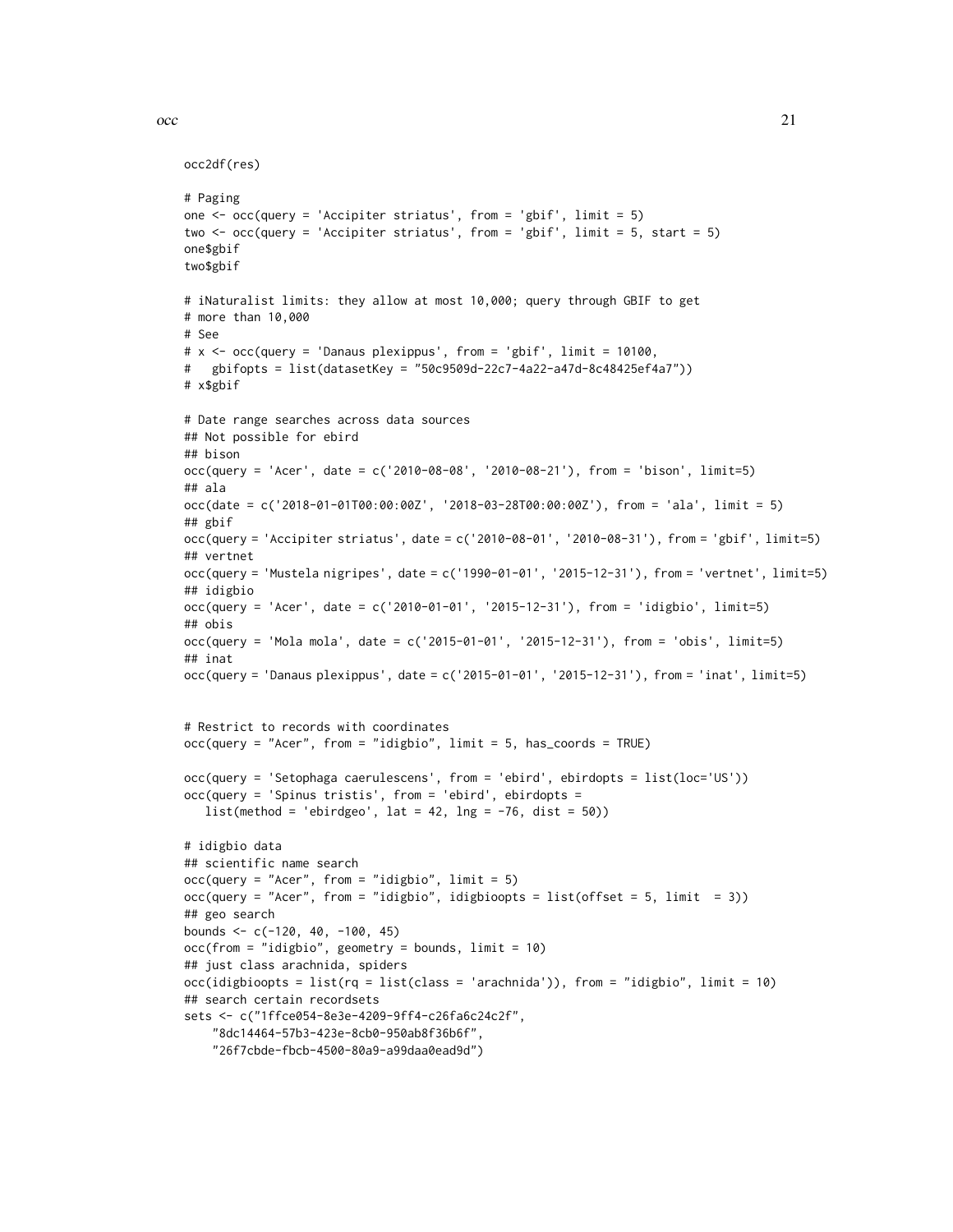```
occ2df(res)

# Paging
one <- occ(query = 'Accipiter striatus', from = 'gbif', limit = 5)
two <- occ(query = 'Accipiter striatus', from = 'gbif', limit = 5, start = 5)
one$gbif
two$gbif

# iNaturalist limits: they allow at most 10,000; query through GBIF to get
# more than 10,000
# See
# x <- occ(query = 'Danaus plexippus', from = 'gbif', limit = 10100,
#   gbifopts = list(datasetKey = "50c9509d-22c7-4a22-a47d-8c48425ef4a7"))
# x$gbif

# Date range searches across data sources
## Not possible for ebird
## bison
occ(query = 'Acer', date = c('2010-08-08', '2010-08-21'), from = 'bison', limit=5)
## ala
occ(date = c('2018-01-01T00:00:00Z', '2018-03-28T00:00:00Z'), from = 'ala', limit = 5)
## gbif
occ(query = 'Accipiter striatus', date = c('2010-08-01', '2010-08-31'), from = 'gbif', limit=5)
## vertnet
occ(query = 'Mustela nigripes', date = c('1990-01-01', '2015-12-31'), from = 'vertnet', limit=5)
## idigbio
occ(query = 'Acer', date = c('2010-01-01', '2015-12-31'), from = 'idigbio', limit=5)
## obis
occ(query = 'Mola mola', date = c('2015-01-01', '2015-12-31'), from = 'obis', limit=5)
## inat
occ(query = 'Danaus plexippus', date = c('2015-01-01', '2015-12-31'), from = 'inat', limit=5)


# Restrict to records with coordinates
occ(query = "Acer", from = "idigbio", limit = 5, has_coords = TRUE)

occ(query = 'Setophaga caerulescens', from = 'ebird', ebirdopts = list(loc='US'))
occ(query = 'Spinus tristis', from = 'ebird', ebirdopts =
   list(method = 'ebirdgeo', lat = 42, lng = -76, dist = 50))

# idigbio data
## scientific name search
occ(query = "Acer", from = "idigbio", limit = 5)
occ(query = "Acer", from = "idigbio", idigbioopts = list(offset = 5, limit  = 3))
## geo search
bounds <- c(-120, 40, -100, 45)
occ(from = "idigbio", geometry = bounds, limit = 10)
## just class arachnida, spiders
occ(idigbioopts = list(rq = list(class = 'arachnida')), from = "idigbio", limit = 10)
## search certain recordsets
sets <- c("1ffce054-8e3e-4209-9ff4-c26fa6c24c2f",
    "8dc14464-57b3-423e-8cb0-950ab8f36b6f",
    "26f7cbde-fbcb-4500-80a9-a99daa0ead9d")
```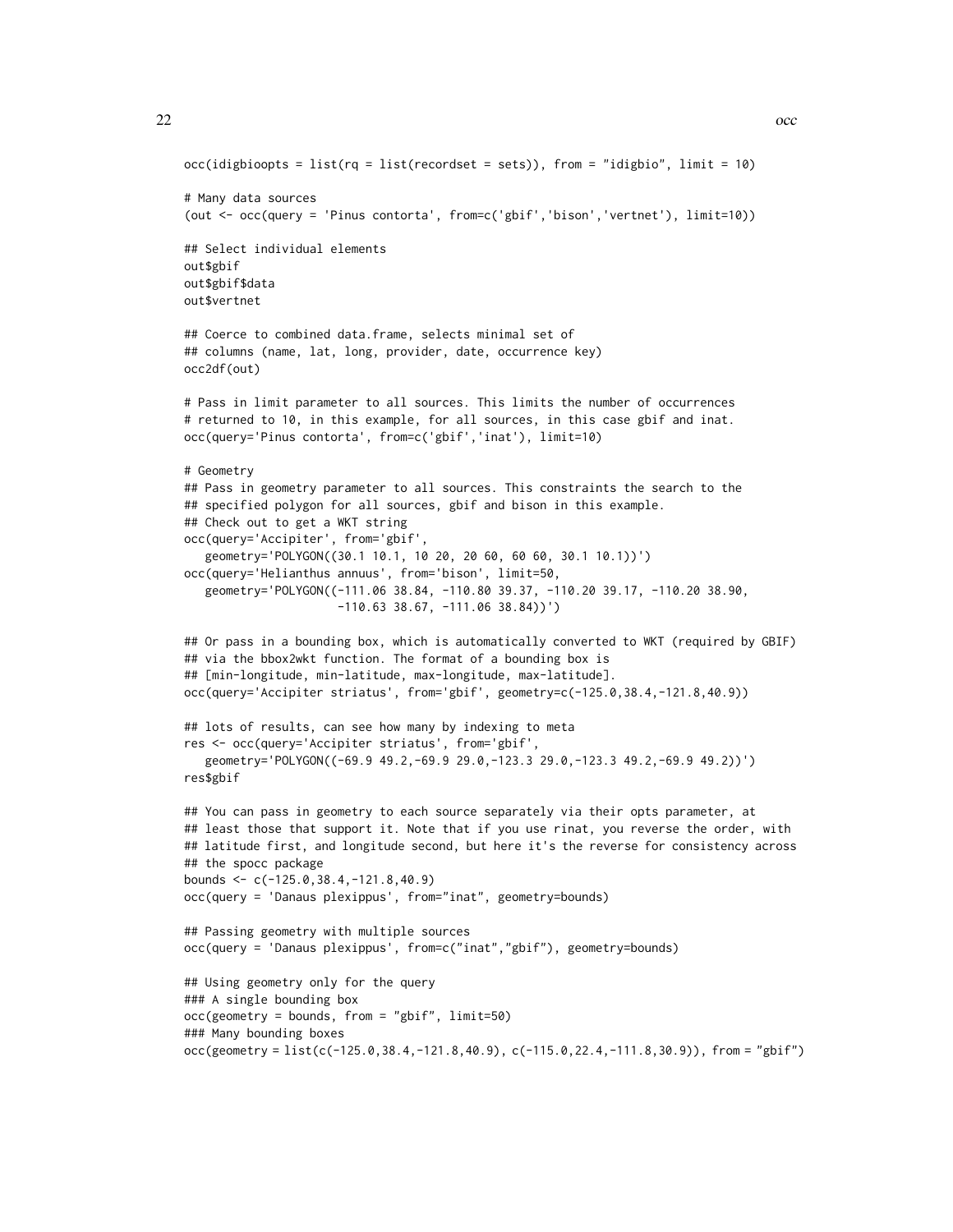```
occ(idigbioopts = list(rq = list(recordset = sets)), from = "idigbio", limit = 10)

# Many data sources
(out <- occ(query = 'Pinus contorta', from=c('gbif','bison','vertnet'), limit=10))

## Select individual elements
out$gbif
out$gbif$data
out$vertnet

## Coerce to combined data.frame, selects minimal set of
## columns (name, lat, long, provider, date, occurrence key)
occ2df(out)

# Pass in limit parameter to all sources. This limits the number of occurrences
# returned to 10, in this example, for all sources, in this case gbif and inat.
occ(query='Pinus contorta', from=c('gbif','inat'), limit=10)

# Geometry
## Pass in geometry parameter to all sources. This constraints the search to the
## specified polygon for all sources, gbif and bison in this example.
## Check out to get a WKT string
occ(query='Accipiter', from='gbif',
   geometry='POLYGON((30.1 10.1, 10 20, 20 60, 60 60, 30.1 10.1))')
occ(query='Helianthus annuus', from='bison', limit=50,
   geometry='POLYGON((-111.06 38.84, -110.80 39.37, -110.20 39.17, -110.20 38.90,
                     -110.63 38.67, -111.06 38.84))')

## Or pass in a bounding box, which is automatically converted to WKT (required by GBIF)
## via the bbox2wkt function. The format of a bounding box is
## [min-longitude, min-latitude, max-longitude, max-latitude].
occ(query='Accipiter striatus', from='gbif', geometry=c(-125.0,38.4,-121.8,40.9))

## lots of results, can see how many by indexing to meta
res <- occ(query='Accipiter striatus', from='gbif',
   geometry='POLYGON((-69.9 49.2,-69.9 29.0,-123.3 29.0,-123.3 49.2,-69.9 49.2))')
res$gbif

## You can pass in geometry to each source separately via their opts parameter, at
## least those that support it. Note that if you use rinat, you reverse the order, with
## latitude first, and longitude second, but here it's the reverse for consistency across
## the spocc package
bounds <- c(-125.0,38.4,-121.8,40.9)
occ(query = 'Danaus plexippus', from="inat", geometry=bounds)

## Passing geometry with multiple sources
occ(query = 'Danaus plexippus', from=c("inat","gbif"), geometry=bounds)

## Using geometry only for the query
### A single bounding box
occ(geometry = bounds, from = "gbif", limit=50)
### Many bounding boxes
occ(geometry = list(c(-125.0,38.4,-121.8,40.9), c(-115.0,22.4,-111.8,30.9)), from = "gbif")
```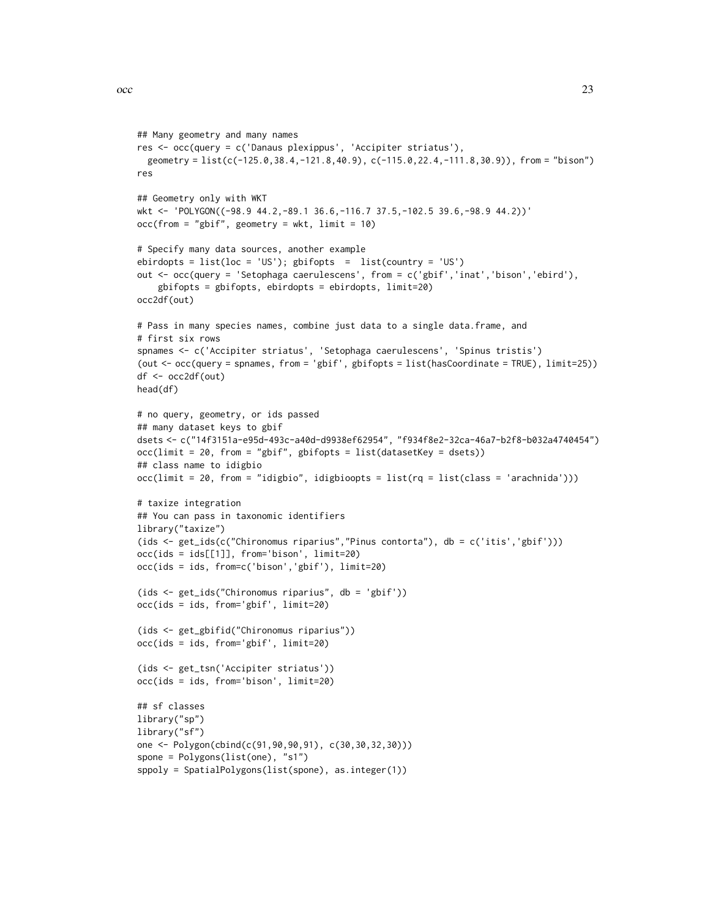```
## Many geometry and many names
res <- occ(query = c('Danaus plexippus', 'Accipiter striatus'),
  geometry = list(c(-125.0,38.4,-121.8,40.9), c(-115.0,22.4,-111.8,30.9)), from = "bison")
res

## Geometry only with WKT
wkt <- 'POLYGON((-98.9 44.2,-89.1 36.6,-116.7 37.5,-102.5 39.6,-98.9 44.2))'
occ(from = "gbif", geometry = wkt, limit = 10)

# Specify many data sources, another example
ebirdopts = list(loc = 'US'); gbifopts  =  list(country = 'US')
out <- occ(query = 'Setophaga caerulescens', from = c('gbif','inat','bison','ebird'),
    gbifopts = gbifopts, ebirdopts = ebirdopts, limit=20)
occ2df(out)

# Pass in many species names, combine just data to a single data.frame, and
# first six rows
spnames <- c('Accipiter striatus', 'Setophaga caerulescens', 'Spinus tristis')
(out <- occ(query = spnames, from = 'gbif', gbifopts = list(hasCoordinate = TRUE), limit=25))
df <- occ2df(out)
head(df)

# no query, geometry, or ids passed
## many dataset keys to gbif
dsets <- c("14f3151a-e95d-493c-a40d-d9938ef62954", "f934f8e2-32ca-46a7-b2f8-b032a4740454")
occ(limit = 20, from = "gbif", gbifopts = list(datasetKey = dsets))
## class name to idigbio
occ(limit = 20, from = "idigbio", idigbioopts = list(rq = list(class = 'arachnida')))

# taxize integration
## You can pass in taxonomic identifiers
library("taxize")
(ids <- get_ids(c("Chironomus riparius","Pinus contorta"), db = c('itis','gbif')))
occ(ids = ids[[1]], from='bison', limit=20)
occ(ids = ids, from=c('bison','gbif'), limit=20)

(ids <- get_ids("Chironomus riparius", db = 'gbif'))
occ(ids = ids, from='gbif', limit=20)

(ids <- get_gbifid("Chironomus riparius"))
occ(ids = ids, from='gbif', limit=20)

(ids <- get_tsn('Accipiter striatus'))
occ(ids = ids, from='bison', limit=20)

## sf classes
library("sp")
library("sf")
one <- Polygon(cbind(c(91,90,90,91), c(30,30,32,30)))
spone = Polygons(list(one), "s1")
sppoly = SpatialPolygons(list(spone), as.integer(1))
```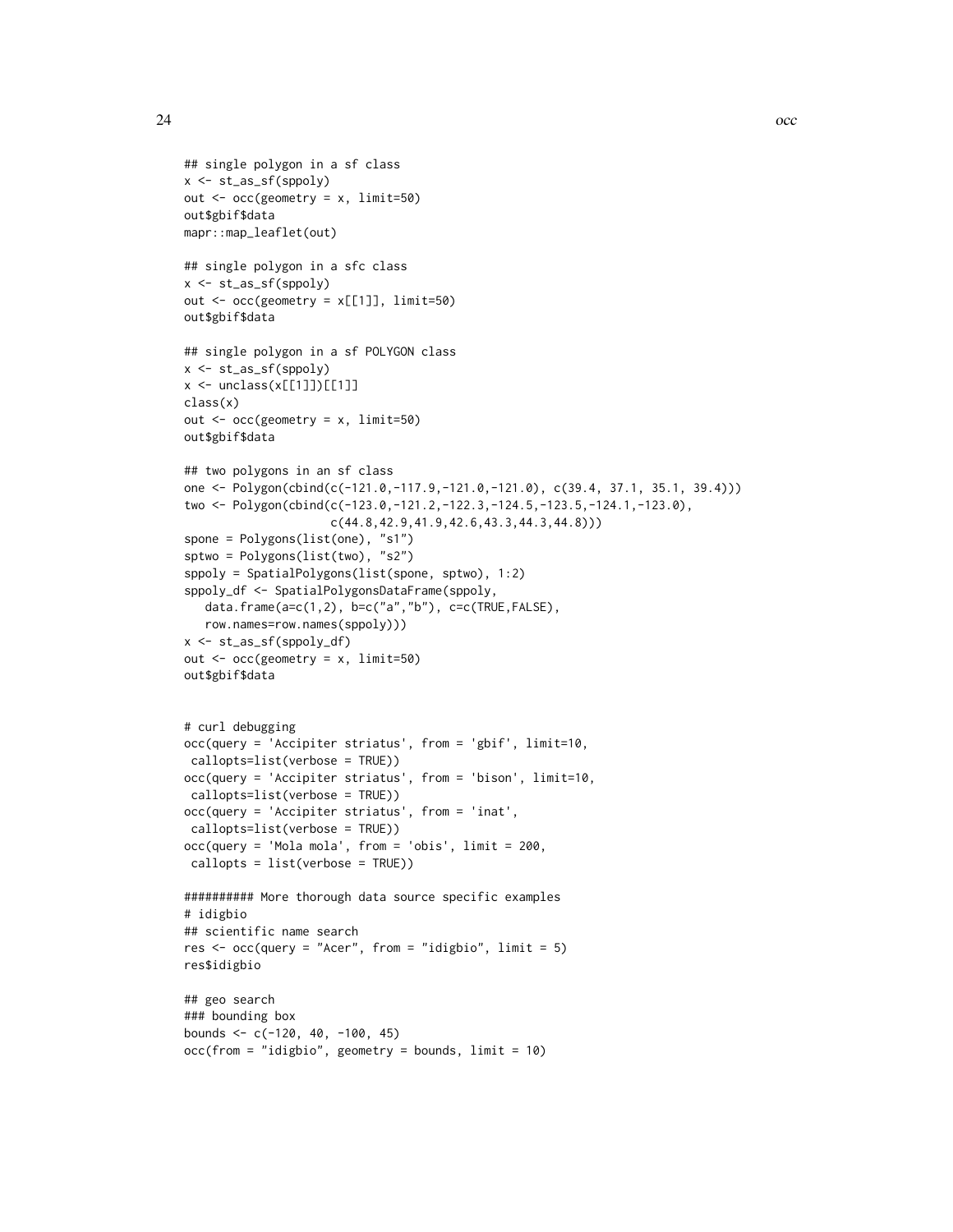```
## single polygon in a sf class
x <- st_as_sf(sppoly)
out <- occ(geometry = x, limit=50)
out$gbif$data
mapr::map_leaflet(out)

## single polygon in a sfc class
x <- st_as_sf(sppoly)
out <- occ(geometry = x[[1]], limit=50)
out$gbif$data

## single polygon in a sf POLYGON class
x <- st_as_sf(sppoly)
x <- unclass(x[[1]])[[1]]
class(x)
out <- occ(geometry = x, limit=50)
out$gbif$data

## two polygons in an sf class
one <- Polygon(cbind(c(-121.0,-117.9,-121.0,-121.0), c(39.4, 37.1, 35.1, 39.4)))
two <- Polygon(cbind(c(-123.0,-121.2,-122.3,-124.5,-123.5,-124.1,-123.0),
                     c(44.8,42.9,41.9,42.6,43.3,44.3,44.8)))
spone = Polygons(list(one), "s1")
sptwo = Polygons(list(two), "s2")
sppoly = SpatialPolygons(list(spone, sptwo), 1:2)
sppoly_df <- SpatialPolygonsDataFrame(sppoly,
   data.frame(a=c(1,2), b=c("a","b"), c=c(TRUE,FALSE),
   row.names=row.names(sppoly)))
x <- st_as_sf(sppoly_df)
out <- occ(geometry = x, limit=50)
out$gbif$data


# curl debugging
occ(query = 'Accipiter striatus', from = 'gbif', limit=10,
 callopts=list(verbose = TRUE))
occ(query = 'Accipiter striatus', from = 'bison', limit=10,
 callopts=list(verbose = TRUE))
occ(query = 'Accipiter striatus', from = 'inat',
 callopts=list(verbose = TRUE))
occ(query = 'Mola mola', from = 'obis', limit = 200,
 callopts = list(verbose = TRUE))

########## More thorough data source specific examples
# idigbio
## scientific name search
res <- occ(query = "Acer", from = "idigbio", limit = 5)
res$idigbio

## geo search
### bounding box
bounds <- c(-120, 40, -100, 45)
occ(from = "idigbio", geometry = bounds, limit = 10)
```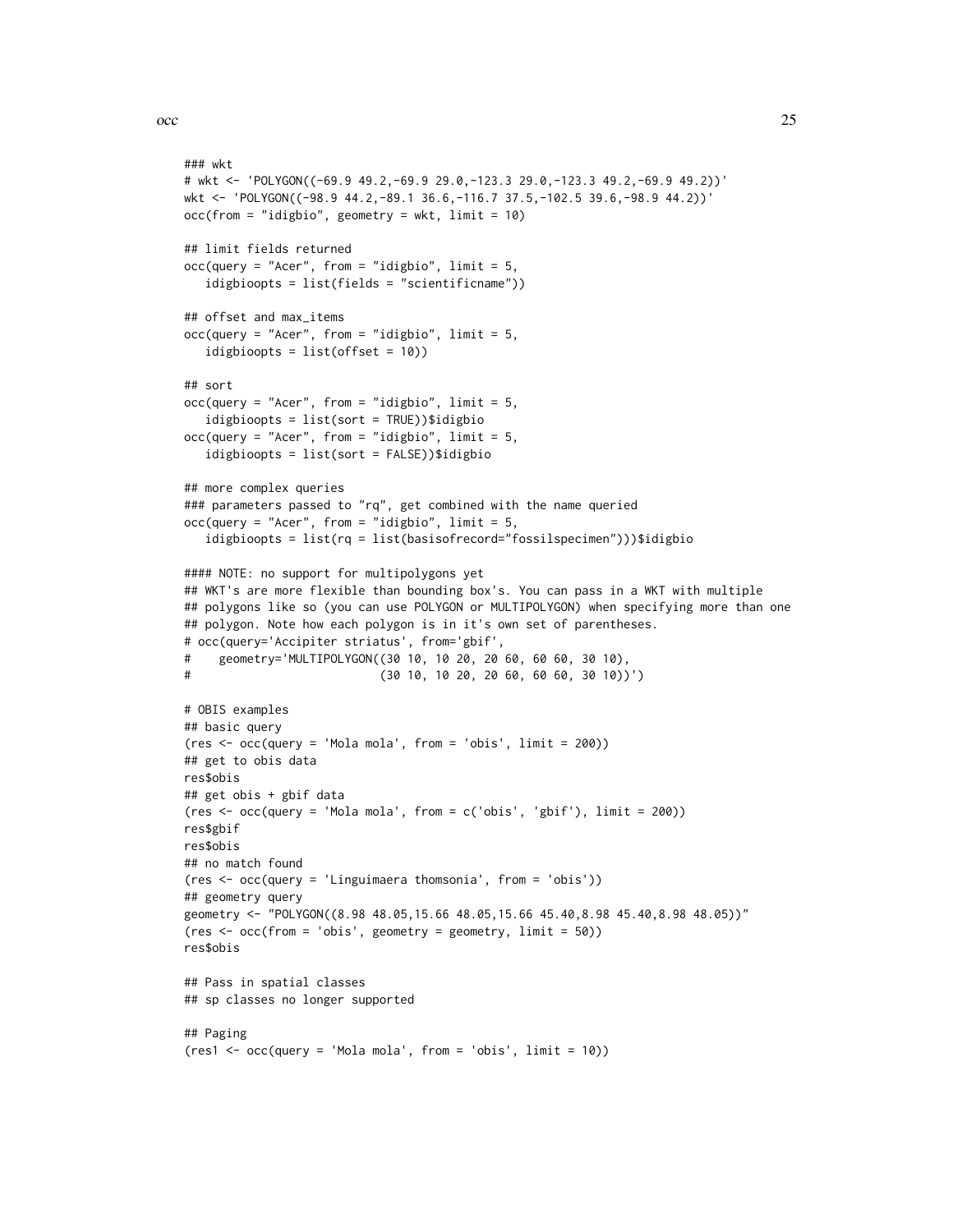```
### wkt
# wkt <- 'POLYGON((-69.9 49.2,-69.9 29.0,-123.3 29.0,-123.3 49.2,-69.9 49.2))'
wkt <- 'POLYGON((-98.9 44.2,-89.1 36.6,-116.7 37.5,-102.5 39.6,-98.9 44.2))'
occ(from = "idigbio", geometry = wkt, limit = 10)

## limit fields returned
occ(query = "Acer", from = "idigbio", limit = 5,
   idigbioopts = list(fields = "scientificname"))

## offset and max_items
occ(query = "Acer", from = "idigbio", limit = 5,
   idigbioopts = list(offset = 10))

## sort
occ(query = "Acer", from = "idigbio", limit = 5,
   idigbioopts = list(sort = TRUE))$idigbio
occ(query = "Acer", from = "idigbio", limit = 5,
   idigbioopts = list(sort = FALSE))$idigbio

## more complex queries
### parameters passed to "rq", get combined with the name queried
occ(query = "Acer", from = "idigbio", limit = 5,
   idigbioopts = list(rq = list(basisofrecord="fossilspecimen")))$idigbio

#### NOTE: no support for multipolygons yet
## WKT's are more flexible than bounding box's. You can pass in a WKT with multiple
## polygons like so (you can use POLYGON or MULTIPOLYGON) when specifying more than one
## polygon. Note how each polygon is in it's own set of parentheses.
# occ(query='Accipiter striatus', from='gbif',
#    geometry='MULTIPOLYGON((30 10, 10 20, 20 60, 60 60, 30 10),
#                          (30 10, 10 20, 20 60, 60 60, 30 10))')

# OBIS examples
## basic query
(res <- occ(query = 'Mola mola', from = 'obis', limit = 200))
## get to obis data
res$obis
## get obis + gbif data
(res <- occ(query = 'Mola mola', from = c('obis', 'gbif'), limit = 200))
res$gbif
res$obis
## no match found
(res <- occ(query = 'Linguimaera thomsonia', from = 'obis'))
## geometry query
geometry <- "POLYGON((8.98 48.05,15.66 48.05,15.66 45.40,8.98 45.40,8.98 48.05))"
(res <- occ(from = 'obis', geometry = geometry, limit = 50))
res$obis

## Pass in spatial classes
## sp classes no longer supported

## Paging
(res1 <- occ(query = 'Mola mola', from = 'obis', limit = 10))
```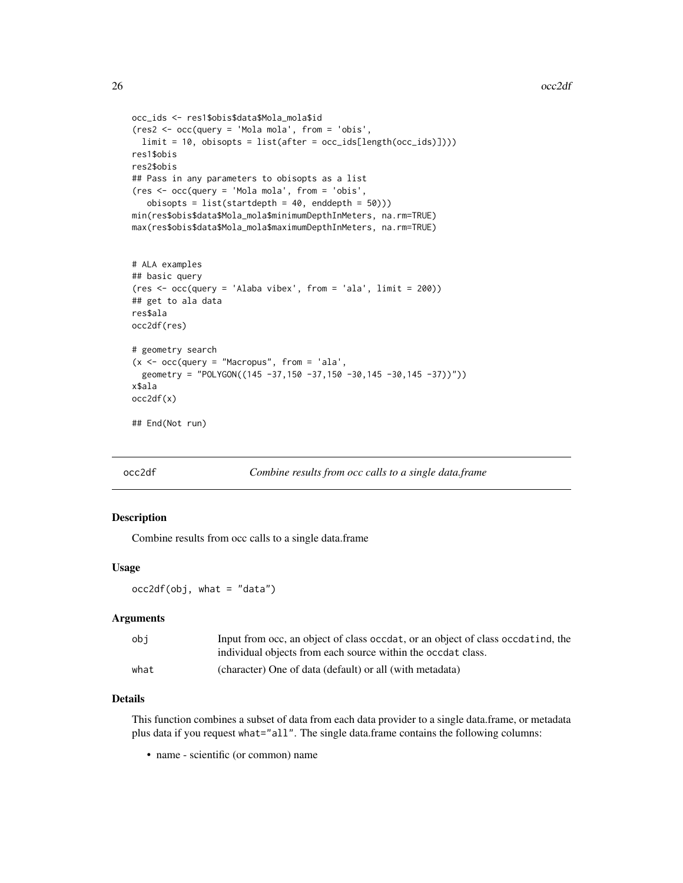```
occ_ids <- res1$obis$data$Mola_mola$id
(res2 <- occ(query = 'Mola mola', from = 'obis',
  limit = 10, obisopts = list(after = occ_ids[length(occ_ids)])))
res1$obis
res2$obis
## Pass in any parameters to obisopts as a list
(res <- occ(query = 'Mola mola', from = 'obis',
   obisopts = list(startdepth = 40, enddepth = 50)))
min(res$obis$data$Mola_mola$minimumDepthInMeters, na.rm=TRUE)
max(res$obis$data$Mola_mola$maximumDepthInMeters, na.rm=TRUE)


# ALA examples
## basic query
(res <- occ(query = 'Alaba vibex', from = 'ala', limit = 200))
## get to ala data
res$ala
occ2df(res)

# geometry search
(x <- occ(query = "Macropus", from = 'ala',
  geometry = "POLYGON((145 -37,150 -37,150 -30,145 -30,145 -37))"))
x$ala
occ2df(x)

## End(Not run)
```

## occ2df — *Combine results from occ calls to a single data.frame*

### Description

Combine results from occ calls to a single data.frame

### Usage

```
occ2df(obj, what = "data")
```

### Arguments

| | |
|---|---|
| obj | Input from occ, an object of class `occdat`, or an object of class `occdatind`, the individual objects from each source within the `occdat` class. |
| what | (character) One of data (default) or all (with metadata) |

### Details

This function combines a subset of data from each data provider to a single data.frame, or metadata plus data if you request `what="all"`. The single data.frame contains the following columns:

- name - scientific (or common) name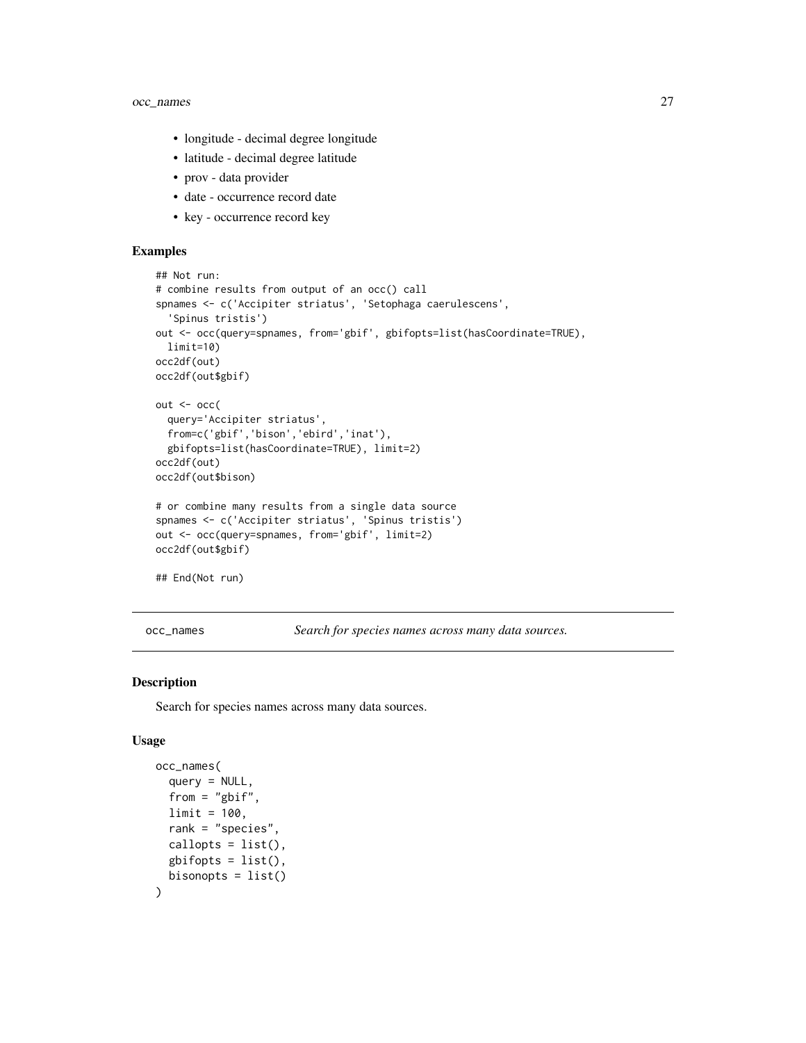- longitude - decimal degree longitude
- latitude - decimal degree latitude
- prov - data provider
- date - occurrence record date
- key - occurrence record key

### Examples

```
## Not run:
# combine results from output of an occ() call
spnames <- c('Accipiter striatus', 'Setophaga caerulescens',
  'Spinus tristis')
out <- occ(query=spnames, from='gbif', gbifopts=list(hasCoordinate=TRUE),
  limit=10)
occ2df(out)
occ2df(out$gbif)

out <- occ(
  query='Accipiter striatus',
  from=c('gbif','bison','ebird','inat'),
  gbifopts=list(hasCoordinate=TRUE), limit=2)
occ2df(out)
occ2df(out$bison)

# or combine many results from a single data source
spnames <- c('Accipiter striatus', 'Spinus tristis')
out <- occ(query=spnames, from='gbif', limit=2)
occ2df(out$gbif)

## End(Not run)
```

---

## occ_names — *Search for species names across many data sources.*

### Description

Search for species names across many data sources.

### Usage

```
occ_names(
  query = NULL,
  from = "gbif",
  limit = 100,
  rank = "species",
  callopts = list(),
  gbifopts = list(),
  bisonopts = list()
)
```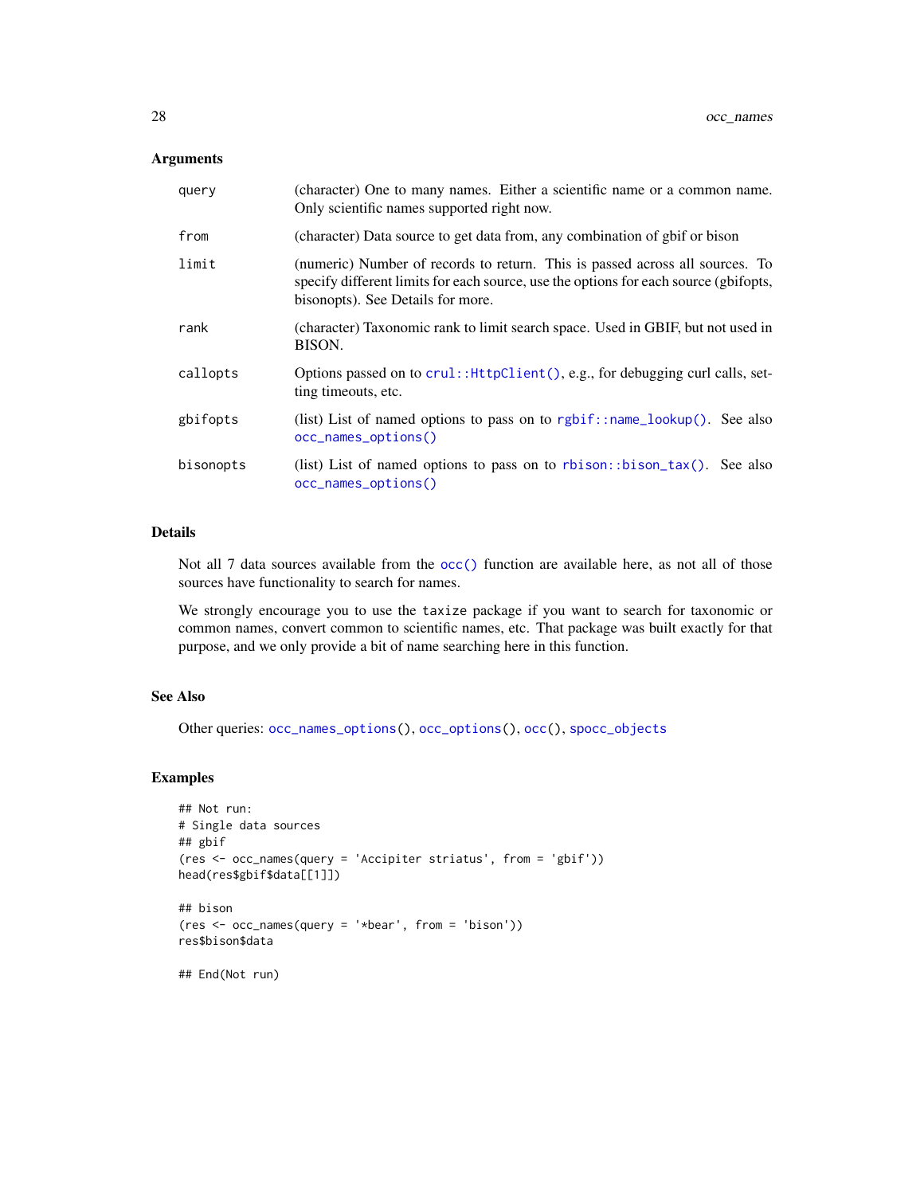### Arguments

| | |
|---|---|
| `query` | (character) One to many names. Either a scientific name or a common name. Only scientific names supported right now. |
| `from` | (character) Data source to get data from, any combination of gbif or bison |
| `limit` | (numeric) Number of records to return. This is passed across all sources. To specify different limits for each source, use the options for each source (gbifopts, bisonopts). See Details for more. |
| `rank` | (character) Taxonomic rank to limit search space. Used in GBIF, but not used in BISON. |
| `callopts` | Options passed on to `crul::HttpClient()`, e.g., for debugging curl calls, setting timeouts, etc. |
| `gbifopts` | (list) List of named options to pass on to `rgbif::name_lookup()`. See also `occ_names_options()` |
| `bisonopts` | (list) List of named options to pass on to `rbison::bison_tax()`. See also `occ_names_options()` |

### Details

Not all 7 data sources available from the `occ()` function are available here, as not all of those sources have functionality to search for names.

We strongly encourage you to use the `taxize` package if you want to search for taxonomic or common names, convert common to scientific names, etc. That package was built exactly for that purpose, and we only provide a bit of name searching here in this function.

### See Also

Other queries: `occ_names_options`(), `occ_options`(), `occ`(), `spocc_objects`

### Examples

```
## Not run:
# Single data sources
## gbif
(res <- occ_names(query = 'Accipiter striatus', from = 'gbif'))
head(res$gbif$data[[1]])

## bison
(res <- occ_names(query = '*bear', from = 'bison'))
res$bison$data

## End(Not run)
```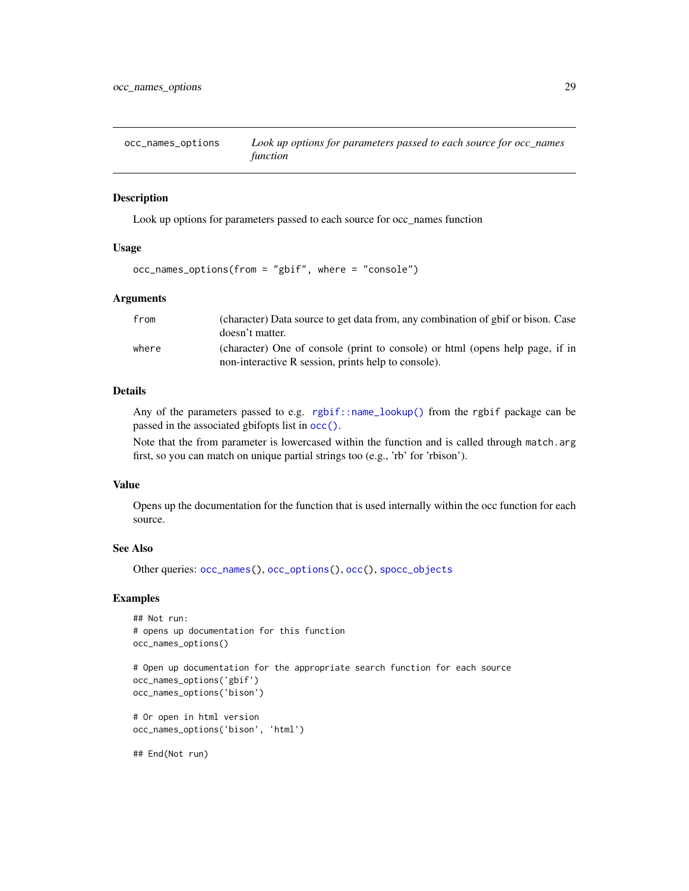## occ_names_options    *Look up options for parameters passed to each source for occ_names function*

### Description

Look up options for parameters passed to each source for occ_names function

### Usage

```
occ_names_options(from = "gbif", where = "console")
```

### Arguments

| | |
|---|---|
| from | (character) Data source to get data from, any combination of gbif or bison. Case doesn't matter. |
| where | (character) One of console (print to console) or html (opens help page, if in non-interactive R session, prints help to console). |

### Details

Any of the parameters passed to e.g. `rgbif::name_lookup()` from the `rgbif` package can be passed in the associated gbifopts list in `occ()`.

Note that the from parameter is lowercased within the function and is called through `match.arg` first, so you can match on unique partial strings too (e.g., 'rb' for 'rbison').

### Value

Opens up the documentation for the function that is used internally within the occ function for each source.

### See Also

Other queries: `occ_names()`, `occ_options()`, `occ()`, `spocc_objects`

### Examples

```
## Not run:
# opens up documentation for this function
occ_names_options()

# Open up documentation for the appropriate search function for each source
occ_names_options('gbif')
occ_names_options('bison')

# Or open in html version
occ_names_options('bison', 'html')

## End(Not run)
```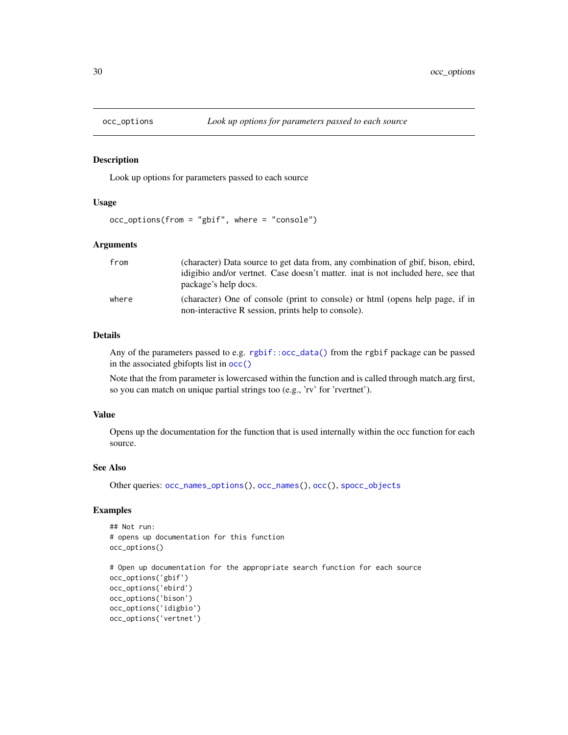# occ_options — *Look up options for parameters passed to each source*

## Description

Look up options for parameters passed to each source

## Usage

```
occ_options(from = "gbif", where = "console")
```

## Arguments

| | |
|---|---|
| `from` | (character) Data source to get data from, any combination of gbif, bison, ebird, idigbio and/or vertnet. Case doesn't matter. inat is not included here, see that package's help docs. |
| `where` | (character) One of console (print to console) or html (opens help page, if in non-interactive R session, prints help to console). |

## Details

Any of the parameters passed to e.g. `rgbif::occ_data()` from the `rgbif` package can be passed in the associated gbifopts list in `occ()`

Note that the from parameter is lowercased within the function and is called through match.arg first, so you can match on unique partial strings too (e.g., 'rv' for 'rvertnet').

## Value

Opens up the documentation for the function that is used internally within the occ function for each source.

## See Also

Other queries: `occ_names_options()`, `occ_names()`, `occ()`, `spocc_objects`

## Examples

```
## Not run:
# opens up documentation for this function
occ_options()

# Open up documentation for the appropriate search function for each source
occ_options('gbif')
occ_options('ebird')
occ_options('bison')
occ_options('idigbio')
occ_options('vertnet')
```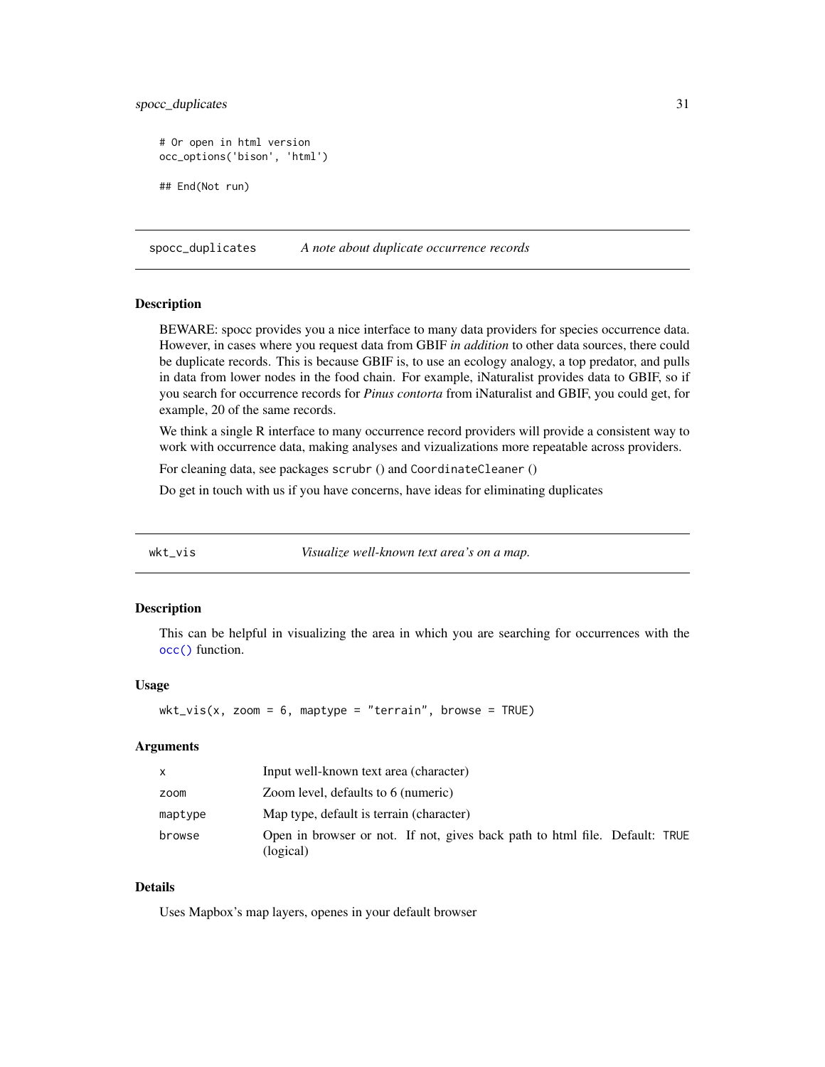```
# Or open in html version
occ_options('bison', 'html')

## End(Not run)
```

## spocc_duplicates — *A note about duplicate occurrence records*

### Description

BEWARE: spocc provides you a nice interface to many data providers for species occurrence data. However, in cases where you request data from GBIF *in addition* to other data sources, there could be duplicate records. This is because GBIF is, to use an ecology analogy, a top predator, and pulls in data from lower nodes in the food chain. For example, iNaturalist provides data to GBIF, so if you search for occurrence records for *Pinus contorta* from iNaturalist and GBIF, you could get, for example, 20 of the same records.

We think a single R interface to many occurrence record providers will provide a consistent way to work with occurrence data, making analyses and vizualizations more repeatable across providers.

For cleaning data, see packages `scrubr` () and `CoordinateCleaner` ()

Do get in touch with us if you have concerns, have ideas for eliminating duplicates

## wkt_vis — *Visualize well-known text area's on a map.*

### Description

This can be helpful in visualizing the area in which you are searching for occurrences with the `occ()` function.

### Usage

```
wkt_vis(x, zoom = 6, maptype = "terrain", browse = TRUE)
```

### Arguments

| | |
|---|---|
| `x` | Input well-known text area (character) |
| `zoom` | Zoom level, defaults to 6 (numeric) |
| `maptype` | Map type, default is terrain (character) |
| `browse` | Open in browser or not. If not, gives back path to html file. Default: `TRUE` (logical) |

### Details

Uses Mapbox's map layers, openes in your default browser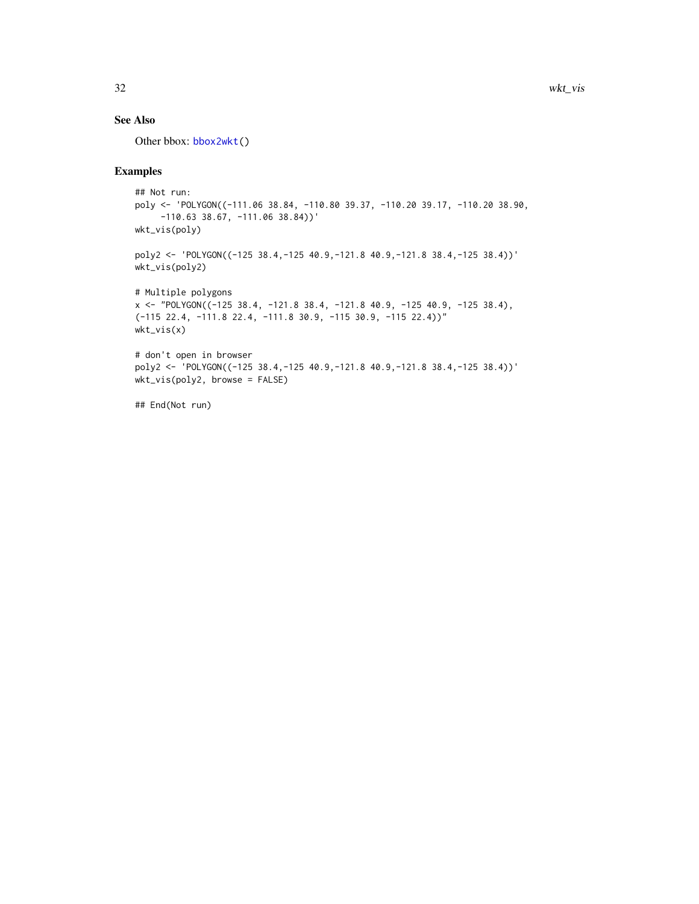## See Also

Other bbox: bbox2wkt()

## Examples

```
## Not run:
poly <- 'POLYGON((-111.06 38.84, -110.80 39.37, -110.20 39.17, -110.20 38.90,
     -110.63 38.67, -111.06 38.84))'
wkt_vis(poly)

poly2 <- 'POLYGON((-125 38.4,-125 40.9,-121.8 40.9,-121.8 38.4,-125 38.4))'
wkt_vis(poly2)

# Multiple polygons
x <- "POLYGON((-125 38.4, -121.8 38.4, -121.8 40.9, -125 40.9, -125 38.4),
(-115 22.4, -111.8 22.4, -111.8 30.9, -115 30.9, -115 22.4))"
wkt_vis(x)

# don't open in browser
poly2 <- 'POLYGON((-125 38.4,-125 40.9,-121.8 40.9,-121.8 38.4,-125 38.4))'
wkt_vis(poly2, browse = FALSE)

## End(Not run)
```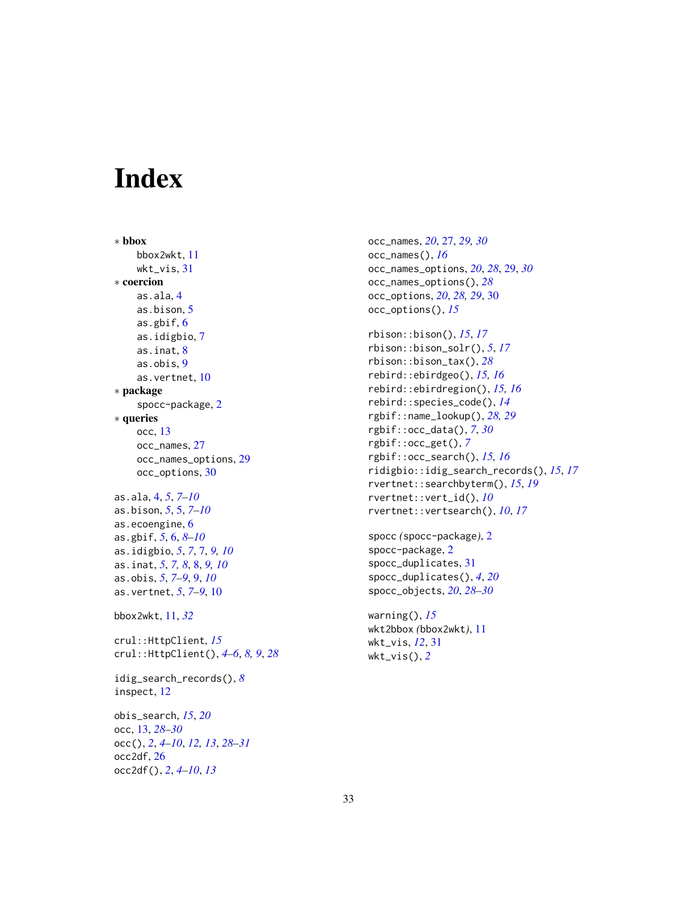# Index

∗ **bbox**
  bbox2wkt, 11
  wkt_vis, 31

∗ **coercion**
  as.ala, 4
  as.bison, 5
  as.gbif, 6
  as.idigbio, 7
  as.inat, 8
  as.obis, 9
  as.vertnet, 10

∗ **package**
  spocc-package, 2

∗ **queries**
  occ, 13
  occ_names, 27
  occ_names_options, 29
  occ_options, 30

as.ala, 4, *5*, *7–10*
as.bison, *5*, 5, *7–10*
as.ecoengine, 6
as.gbif, *5*, 6, *8–10*
as.idigbio, *5*, *7*, 7, *9, 10*
as.inat, *5*, *7, 8*, 8, *9, 10*
as.obis, *5*, *7–9*, 9, *10*
as.vertnet, *5*, *7–9*, 10

bbox2wkt, 11, *32*

crul::HttpClient, *15*
crul::HttpClient(), *4–6*, *8, 9*, *28*

idig_search_records(), *8*
inspect, 12

obis_search, *15*, *20*
occ, 13, *28–30*
occ(), *2*, *4–10*, *12, 13*, *28–31*
occ2df, 26
occ2df(), *2*, *4–10*, *13*
occ_names, *20*, 27, *29, 30*
occ_names(), *16*
occ_names_options, *20*, *28*, 29, *30*
occ_names_options(), *28*
occ_options, *20*, *28, 29*, 30
occ_options(), *15*

rbison::bison(), *15*, *17*
rbison::bison_solr(), *5*, *17*
rbison::bison_tax(), *28*
rebird::ebirdgeo(), *15, 16*
rebird::ebirdregion(), *15, 16*
rebird::species_code(), *14*
rgbif::name_lookup(), *28, 29*
rgbif::occ_data(), *7*, *30*
rgbif::occ_get(), *7*
rgbif::occ_search(), *15, 16*
ridigbio::idig_search_records(), *15*, *17*
rvertnet::searchbyterm(), *15*, *19*
rvertnet::vert_id(), *10*
rvertnet::vertsearch(), *10*, *17*

spocc *(*spocc-package*)*, 2
spocc-package, 2
spocc_duplicates, 31
spocc_duplicates(), *4*, *20*
spocc_objects, *20*, *28–30*

warning(), *15*
wkt2bbox *(*bbox2wkt*)*, 11
wkt_vis, *12*, 31
wkt_vis(), *2*